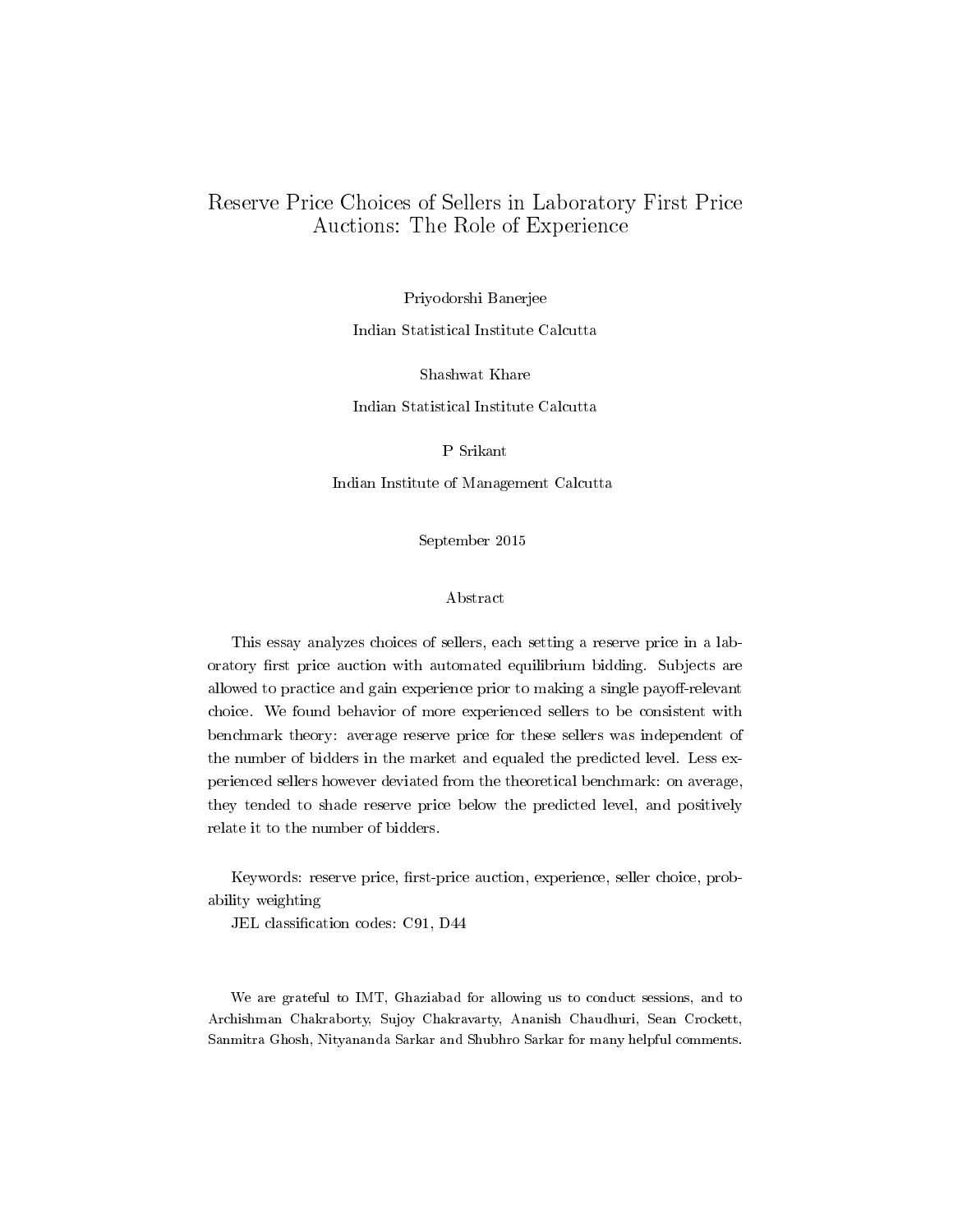# Reserve Price Choices of Sellers in Laboratory First Price Auctions: The Role of Experience

Priyodorshi Banerjee

Indian Statistical Institute Calcutta

Shashwat Khare

Indian Statistical Institute Calcutta

P Srikant

Indian Institute of Management Calcutta

September 2015

## Abstract

This essay analyzes choices of sellers, each setting a reserve price in a laboratory first price auction with automated equilibrium bidding. Subjects are allowed to practice and gain experience prior to making a single payoff-relevant choice. We found behavior of more experienced sellers to be consistent with benchmark theory: average reserve price for these sellers was independent of the number of bidders in the market and equaled the predicted level. Less experienced sellers however deviated from the theoretical benchmark: on average, they tended to shade reserve price below the predicted level, and positively relate it to the number of bidders.

Keywords: reserve price, first-price auction, experience, seller choice, probability weighting

JEL classification codes: C91, D44

We are grateful to IMT, Ghaziabad for allowing us to conduct sessions, and to Archishman Chakraborty, Sujoy Chakravarty, Ananish Chaudhuri, Sean Crockett, Sanmitra Ghosh, Nityananda Sarkar and Shubhro Sarkar for many helpful comments.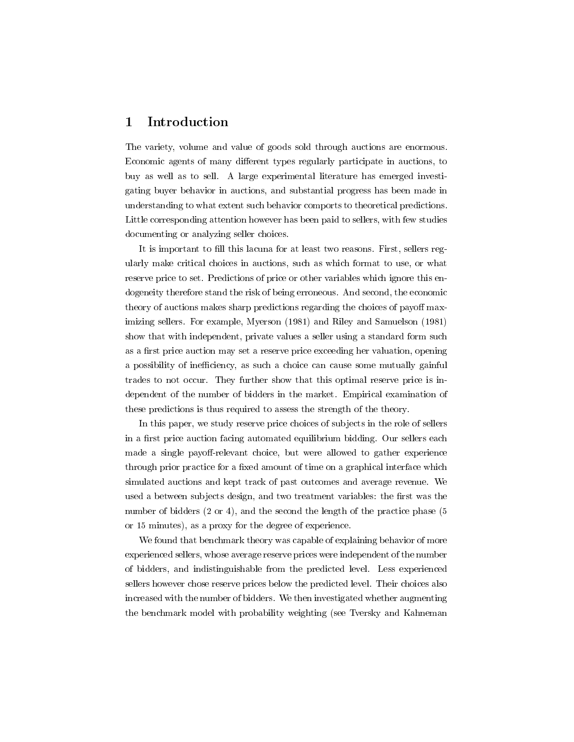# 1 Introduction

The variety, volume and value of goods sold through auctions are enormous. Economic agents of many different types regularly participate in auctions, to buy as well as to sell. A large experimental literature has emerged investigating buyer behavior in auctions, and substantial progress has been made in understanding to what extent such behavior comports to theoretical predictions. Little corresponding attention however has been paid to sellers, with few studies documenting or analyzing seller choices.

It is important to fill this lacuna for at least two reasons. First, sellers regularly make critical choices in auctions, such as which format to use, or what reserve price to set. Predictions of price or other variables which ignore this endogeneity therefore stand the risk of being erroneous. And second, the economic theory of auctions makes sharp predictions regarding the choices of payoff maximizing sellers. For example, Myerson (1981) and Riley and Samuelson (1981) show that with independent, private values a seller using a standard form such as a first price auction may set a reserve price exceeding her valuation, opening a possibility of inefficiency, as such a choice can cause some mutually gainful trades to not occur. They further show that this optimal reserve price is independent of the number of bidders in the market. Empirical examination of these predictions is thus required to assess the strength of the theory.

In this paper, we study reserve price choices of subjects in the role of sellers in a first price auction facing automated equilibrium bidding. Our sellers each made a single payoff-relevant choice, but were allowed to gather experience through prior practice for a fixed amount of time on a graphical interface which simulated auctions and kept track of past outcomes and average revenue. We used a between subjects design, and two treatment variables: the first was the number of bidders (2 or 4), and the second the length of the practice phase (5 or 15 minutes), as a proxy for the degree of experience.

We found that benchmark theory was capable of explaining behavior of more experienced sellers, whose average reserve prices were independent of the number of bidders, and indistinguishable from the predicted level. Less experienced sellers however chose reserve prices below the predicted level. Their choices also increased with the number of bidders. We then investigated whether augmenting the benchmark model with probability weighting (see Tversky and Kahneman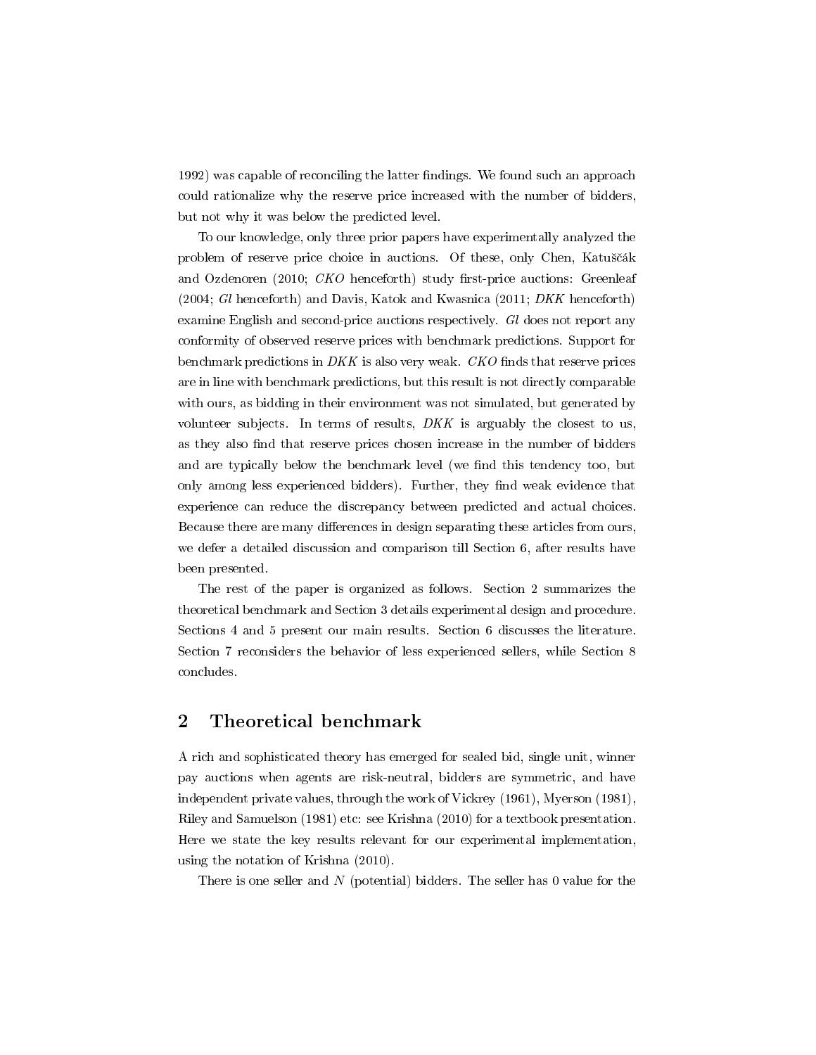1992) was capable of reconciling the latter findings. We found such an approach could rationalize why the reserve price increased with the number of bidders, but not why it was below the predicted level.

To our knowledge, only three prior papers have experimentally analyzed the problem of reserve price choice in auctions. Of these, only Chen, Katuščák and Ozdenoren (2010; *CKO* henceforth) study first-price auctions: Greenleaf (2004; *Gl* henceforth) and Davis, Katok and Kwasnica (2011; *DKK* henceforth) examine English and second-price auctions respectively. *Gl* does not report any conformity of observed reserve prices with benchmark predictions. Support for benchmark predictions in *DKK* is also very weak. *CKO* finds that reserve prices are in line with benchmark predictions, but this result is not directly comparable with ours, as bidding in their environment was not simulated, but generated by volunteer subjects. In terms of results, *DKK* is arguably the closest to us, as they also find that reserve prices chosen increase in the number of bidders and are typically below the benchmark level (we find this tendency too, but only among less experienced bidders). Further, they find weak evidence that experience can reduce the discrepancy between predicted and actual choices. Because there are many differences in design separating these articles from ours, we defer a detailed discussion and comparison till Section 6, after results have been presented.

The rest of the paper is organized as follows. Section 2 summarizes the theoretical benchmark and Section 3 details experimental design and procedure. Sections 4 and 5 present our main results. Section 6 discusses the literature. Section 7 reconsiders the behavior of less experienced sellers, while Section 8 concludes.

## 2 Theoretical benchmark

A rich and sophisticated theory has emerged for sealed bid, single unit, winner pay auctions when agents are risk-neutral, bidders are symmetric, and have independent private values, through the work of Vickrey (1961), Myerson (1981), Riley and Samuelson (1981) etc: see Krishna (2010) for a textbook presentation. Here we state the key results relevant for our experimental implementation, using the notation of Krishna (2010).

There is one seller and $N$ (potential) bidders. The seller has 0 value for the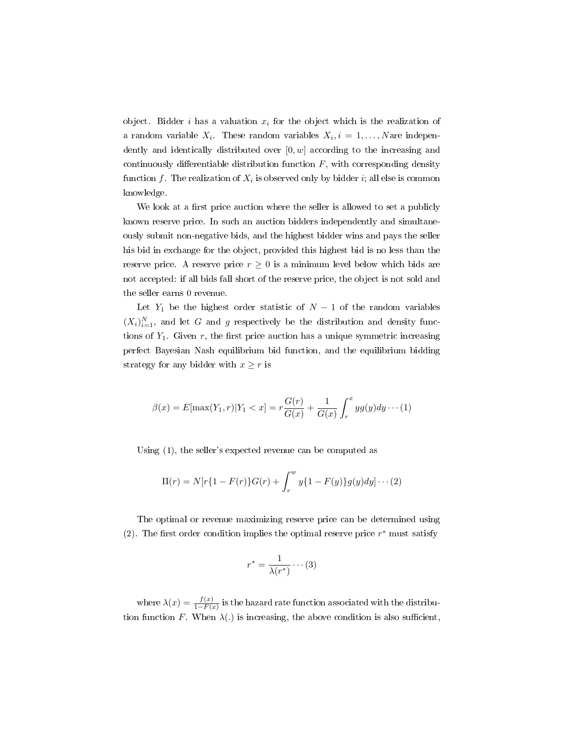object. Bidder $i$ has a valuation $x_i$ for the object which is the realization of a random variable $X_i$. These random variables $X_i, i = 1, \ldots, N$are independently and identically distributed over $[0, w]$ according to the increasing and continuously differentiable distribution function $F$, with corresponding density function $f$. The realization of $X_i$ is observed only by bidder $i$; all else is common knowledge.

We look at a first price auction where the seller is allowed to set a publicly known reserve price. In such an auction bidders independently and simultaneously submit non-negative bids, and the highest bidder wins and pays the seller his bid in exchange for the object, provided this highest bid is no less than the reserve price. A reserve price $r \geq 0$ is a minimum level below which bids are not accepted: if all bids fall short of the reserve price, the object is not sold and the seller earns 0 revenue.

Let $Y_1$ be the highest order statistic of $N-1$ of the random variables $(X_i)_{i=1}^N$, and let $G$ and $g$ respectively be the distribution and density functions of $Y_1$. Given $r$, the first price auction has a unique symmetric increasing perfect Bayesian Nash equilibrium bid function, and the equilibrium bidding strategy for any bidder with $x \geq r$ is

$$\beta(x) = E[\max(Y_1, r)|Y_1 < x] = r\frac{G(r)}{G(x)} + \frac{1}{G(x)}\int_r^x yg(y)dy \cdots (1)$$

Using (1), the seller's expected revenue can be computed as

$$\Pi(r) = N[r\{1 - F(r)\}G(r) + \int_r^w y\{1 - F(y)\}g(y)dy] \cdots (2)$$

The optimal or revenue maximizing reserve price can be determined using (2). The first order condition implies the optimal reserve price $r^*$ must satisfy

$$r^* = \frac{1}{\lambda(r^*)} \cdots (3)$$

where $\lambda(x) = \frac{f(x)}{1-F(x)}$ is the hazard rate function associated with the distribution function $F$. When $\lambda(.)$ is increasing, the above condition is also sufficient,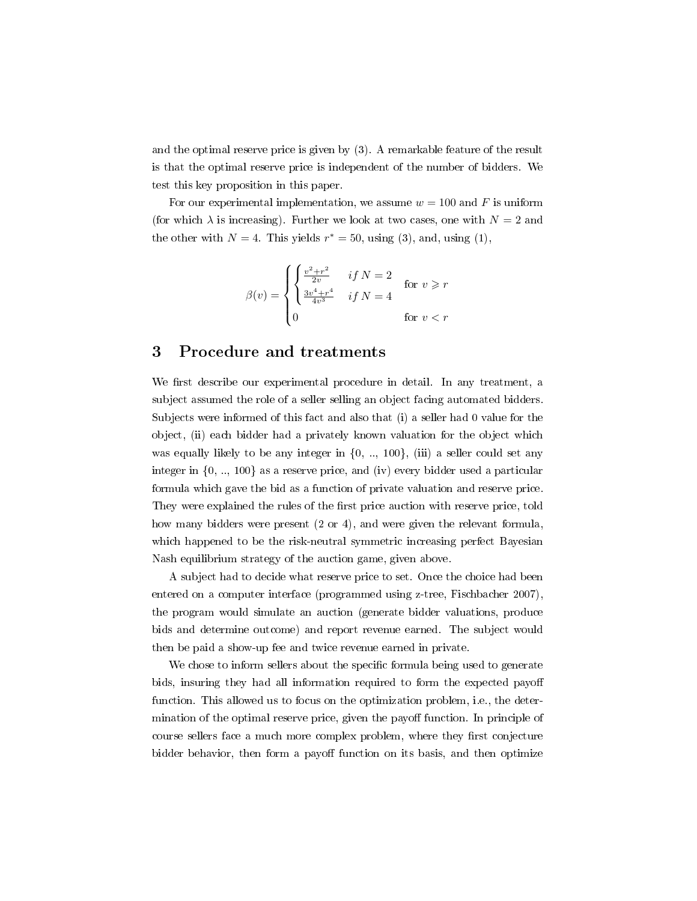and the optimal reserve price is given by (3). A remarkable feature of the result is that the optimal reserve price is independent of the number of bidders. We test this key proposition in this paper.

For our experimental implementation, we assume $w = 100$ and $F$ is uniform (for which $\lambda$ is increasing). Further we look at two cases, one with $N = 2$ and the other with $N = 4$. This yields $r^* = 50$, using (3), and, using (1),

$$\beta(v) = \begin{cases} \begin{cases} \frac{v^2+r^2}{2v} & if\; N = 2 \\ \frac{3v^4+r^4}{4v^3} & if\; N = 4 \end{cases} & \text{for } v \geqslant r \\ 0 & \text{for } v < r \end{cases}$$

## 3 Procedure and treatments

We first describe our experimental procedure in detail. In any treatment, a subject assumed the role of a seller selling an object facing automated bidders. Subjects were informed of this fact and also that (i) a seller had 0 value for the object, (ii) each bidder had a privately known valuation for the object which was equally likely to be any integer in {0, .., 100}, (iii) a seller could set any integer in {0, .., 100} as a reserve price, and (iv) every bidder used a particular formula which gave the bid as a function of private valuation and reserve price. They were explained the rules of the first price auction with reserve price, told how many bidders were present (2 or 4), and were given the relevant formula, which happened to be the risk-neutral symmetric increasing perfect Bayesian Nash equilibrium strategy of the auction game, given above.

A subject had to decide what reserve price to set. Once the choice had been entered on a computer interface (programmed using z-tree, Fischbacher 2007), the program would simulate an auction (generate bidder valuations, produce bids and determine outcome) and report revenue earned. The subject would then be paid a show-up fee and twice revenue earned in private.

We chose to inform sellers about the specific formula being used to generate bids, insuring they had all information required to form the expected payoff function. This allowed us to focus on the optimization problem, i.e., the determination of the optimal reserve price, given the payoff function. In principle of course sellers face a much more complex problem, where they first conjecture bidder behavior, then form a payoff function on its basis, and then optimize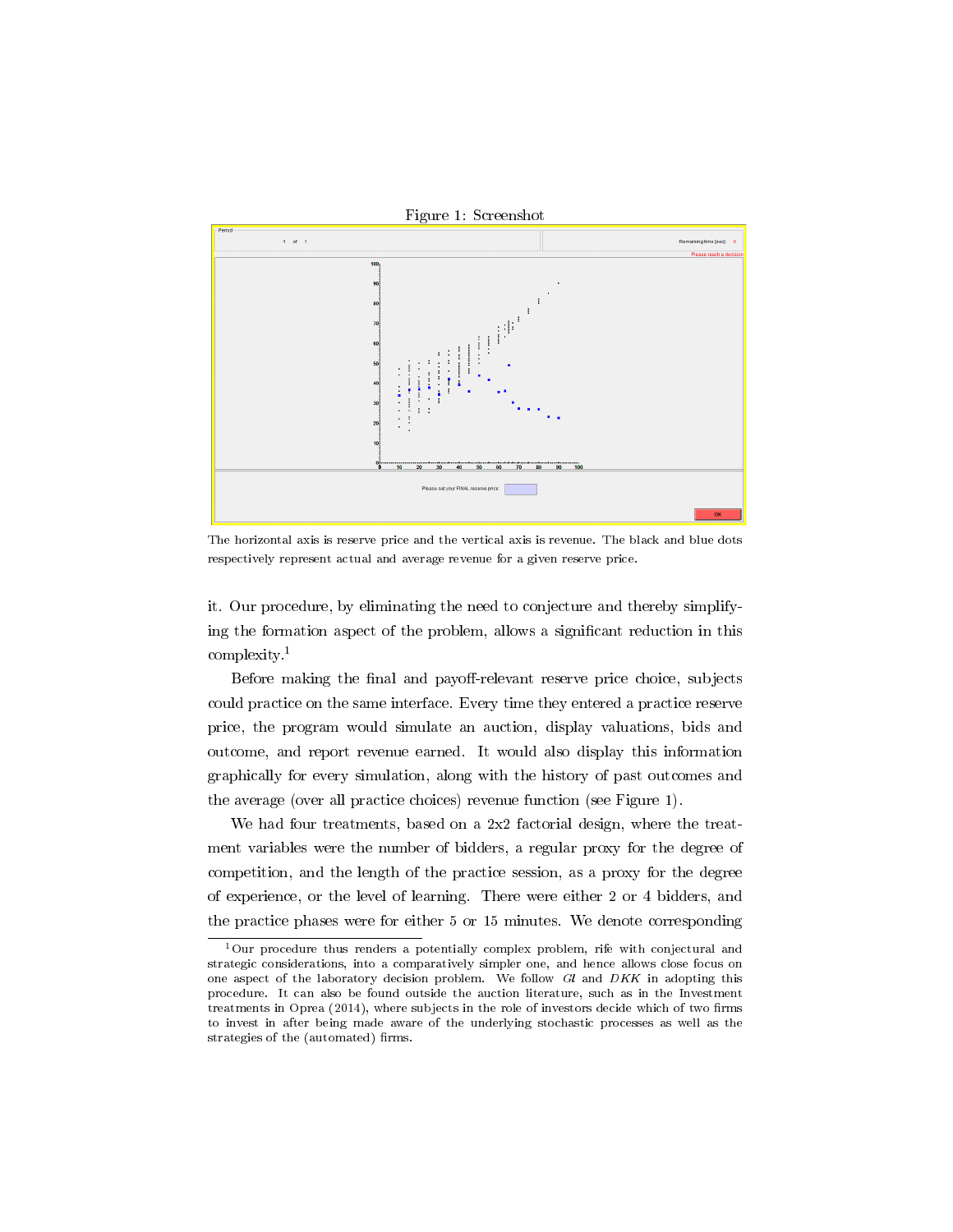Figure 1: Screenshot

The horizontal axis is reserve price and the vertical axis is revenue. The black and blue dots respectively represent actual and average revenue for a given reserve price.

it. Our procedure, by eliminating the need to conjecture and thereby simplifying the formation aspect of the problem, allows a significant reduction in this complexity.[1]

Before making the final and payoff-relevant reserve price choice, subjects could practice on the same interface. Every time they entered a practice reserve price, the program would simulate an auction, display valuations, bids and outcome, and report revenue earned. It would also display this information graphically for every simulation, along with the history of past outcomes and the average (over all practice choices) revenue function (see Figure 1).

We had four treatments, based on a 2x2 factorial design, where the treatment variables were the number of bidders, a regular proxy for the degree of competition, and the length of the practice session, as a proxy for the degree of experience, or the level of learning. There were either 2 or 4 bidders, and the practice phases were for either 5 or 15 minutes. We denote corresponding

[1] Our procedure thus renders a potentially complex problem, rife with conjectural and strategic considerations, into a comparatively simpler one, and hence allows close focus on one aspect of the laboratory decision problem. We follow *Gl* and *DKK* in adopting this procedure. It can also be found outside the auction literature, such as in the Investment treatments in Oprea (2014), where subjects in the role of investors decide which of two firms to invest in after being made aware of the underlying stochastic processes as well as the strategies of the (automated) firms.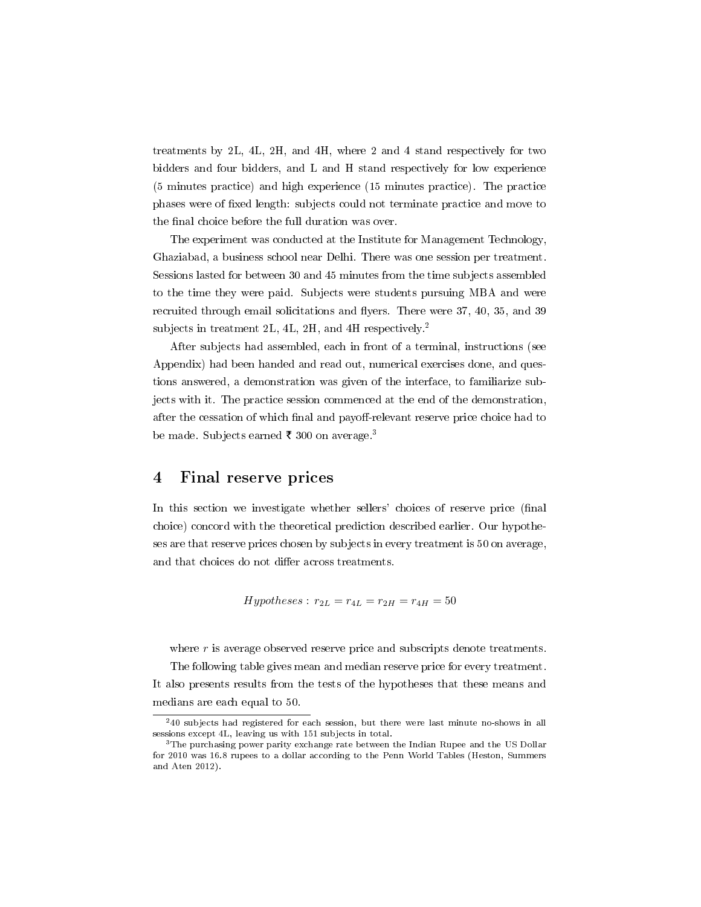treatments by 2L, 4L, 2H, and 4H, where 2 and 4 stand respectively for two bidders and four bidders, and L and H stand respectively for low experience (5 minutes practice) and high experience (15 minutes practice). The practice phases were of fixed length: subjects could not terminate practice and move to the final choice before the full duration was over.

The experiment was conducted at the Institute for Management Technology, Ghaziabad, a business school near Delhi. There was one session per treatment. Sessions lasted for between 30 and 45 minutes from the time subjects assembled to the time they were paid. Subjects were students pursuing MBA and were recruited through email solicitations and flyers. There were 37, 40, 35, and 39 subjects in treatment 2L, 4L, 2H, and 4H respectively.[2]

After subjects had assembled, each in front of a terminal, instructions (see Appendix) had been handed and read out, numerical exercises done, and questions answered, a demonstration was given of the interface, to familiarize subjects with it. The practice session commenced at the end of the demonstration, after the cessation of which final and payoff-relevant reserve price choice had to be made. Subjects earned ₹ 300 on average.[3]

## 4 Final reserve prices

In this section we investigate whether sellers' choices of reserve price (final choice) concord with the theoretical prediction described earlier. Our hypotheses are that reserve prices chosen by subjects in every treatment is 50 on average, and that choices do not differ across treatments.

$$Hypotheses: \; r_{2L} = r_{4L} = r_{2H} = r_{4H} = 50$$

where $r$ is average observed reserve price and subscripts denote treatments.

The following table gives mean and median reserve price for every treatment. It also presents results from the tests of the hypotheses that these means and medians are each equal to 50.

[2] 40 subjects had registered for each session, but there were last minute no-shows in all sessions except 4L, leaving us with 151 subjects in total.

[3] The purchasing power parity exchange rate between the Indian Rupee and the US Dollar for 2010 was 16.8 rupees to a dollar according to the Penn World Tables (Heston, Summers and Aten 2012).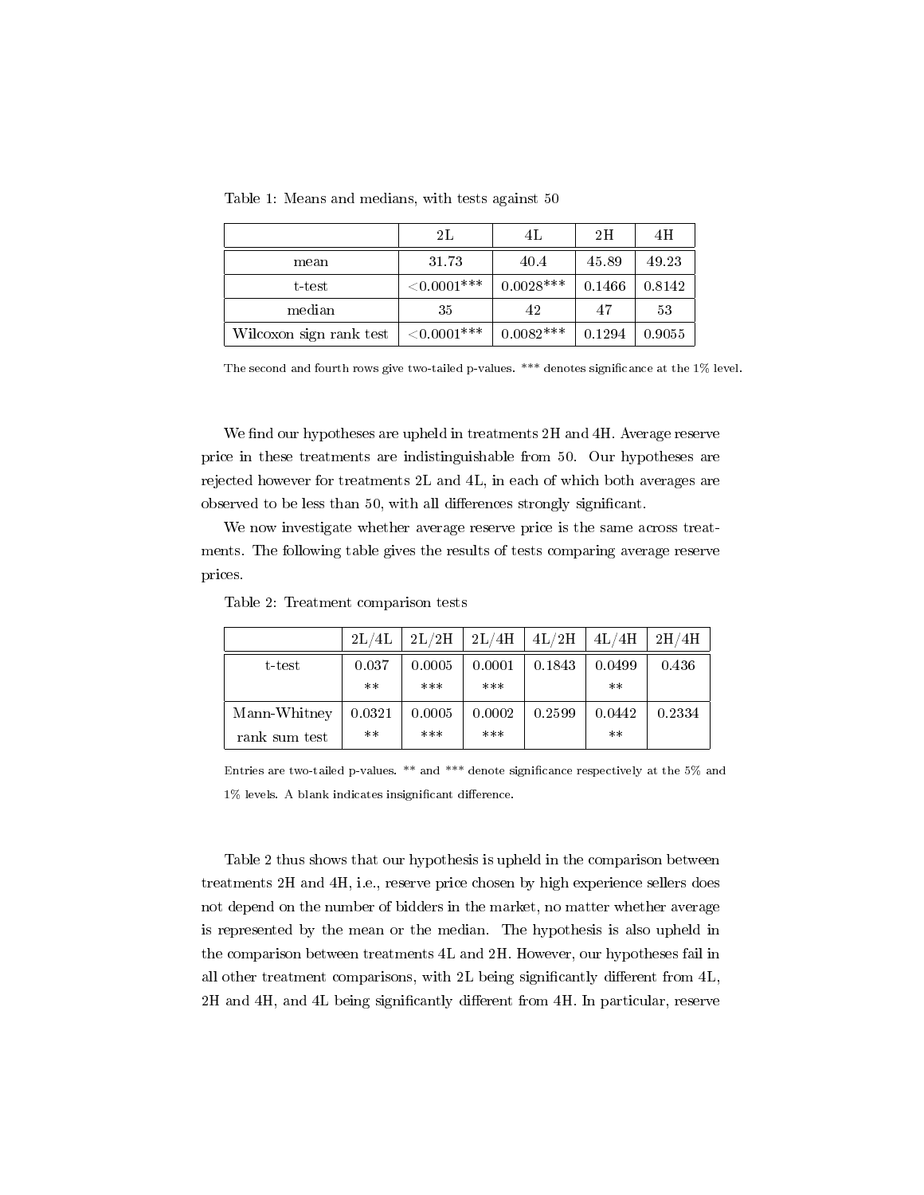Table 1: Means and medians, with tests against 50

| | 2L | 4L | 2H | 4H |
|---|---|---|---|---|
| mean | 31.73 | 40.4 | 45.89 | 49.23 |
| t-test | <0.0001*** | 0.0028*** | 0.1466 | 0.8142 |
| median | 35 | 42 | 47 | 53 |
| Wilcoxon sign rank test | <0.0001*** | 0.0082*** | 0.1294 | 0.9055 |

The second and fourth rows give two-tailed p-values. *** denotes significance at the 1% level.

We find our hypotheses are upheld in treatments 2H and 4H. Average reserve price in these treatments are indistinguishable from 50. Our hypotheses are rejected however for treatments 2L and 4L, in each of which both averages are observed to be less than 50, with all differences strongly significant.

We now investigate whether average reserve price is the same across treatments. The following table gives the results of tests comparing average reserve prices.

Table 2: Treatment comparison tests

| | 2L/4L | 2L/2H | 2L/4H | 4L/2H | 4L/4H | 2H/4H |
|---|---|---|---|---|---|---|
| t-test | 0.037 ** | 0.0005 *** | 0.0001 *** | 0.1843 | 0.0499 ** | 0.436 |
| Mann-Whitney rank sum test | 0.0321 ** | 0.0005 *** | 0.0002 *** | 0.2599 | 0.0442 ** | 0.2334 |

Entries are two-tailed p-values. ** and *** denote significance respectively at the 5% and 1% levels. A blank indicates insignificant difference.

Table 2 thus shows that our hypothesis is upheld in the comparison between treatments 2H and 4H, i.e., reserve price chosen by high experience sellers does not depend on the number of bidders in the market, no matter whether average is represented by the mean or the median. The hypothesis is also upheld in the comparison between treatments 4L and 2H. However, our hypotheses fail in all other treatment comparisons, with 2L being significantly different from 4L, 2H and 4H, and 4L being significantly different from 4H. In particular, reserve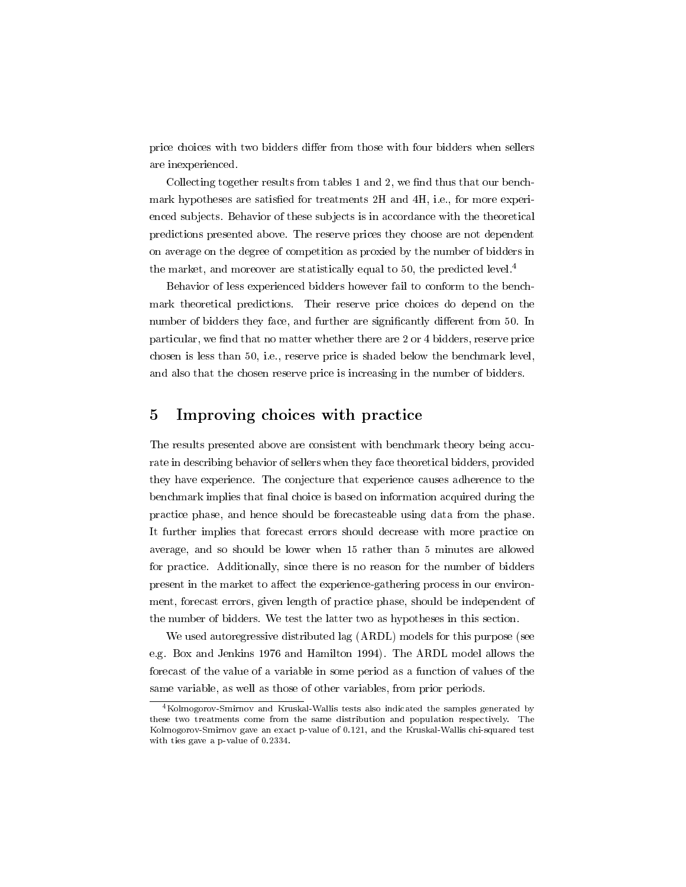price choices with two bidders differ from those with four bidders when sellers are inexperienced.

Collecting together results from tables 1 and 2, we find thus that our benchmark hypotheses are satisfied for treatments 2H and 4H, i.e., for more experienced subjects. Behavior of these subjects is in accordance with the theoretical predictions presented above. The reserve prices they choose are not dependent on average on the degree of competition as proxied by the number of bidders in the market, and moreover are statistically equal to 50, the predicted level.[4]

Behavior of less experienced bidders however fail to conform to the benchmark theoretical predictions. Their reserve price choices do depend on the number of bidders they face, and further are significantly different from 50. In particular, we find that no matter whether there are 2 or 4 bidders, reserve price chosen is less than 50, i.e., reserve price is shaded below the benchmark level, and also that the chosen reserve price is increasing in the number of bidders.

## 5 Improving choices with practice

The results presented above are consistent with benchmark theory being accurate in describing behavior of sellers when they face theoretical bidders, provided they have experience. The conjecture that experience causes adherence to the benchmark implies that final choice is based on information acquired during the practice phase, and hence should be forecasteable using data from the phase. It further implies that forecast errors should decrease with more practice on average, and so should be lower when 15 rather than 5 minutes are allowed for practice. Additionally, since there is no reason for the number of bidders present in the market to affect the experience-gathering process in our environment, forecast errors, given length of practice phase, should be independent of the number of bidders. We test the latter two as hypotheses in this section.

We used autoregressive distributed lag (ARDL) models for this purpose (see e.g. Box and Jenkins 1976 and Hamilton 1994). The ARDL model allows the forecast of the value of a variable in some period as a function of values of the same variable, as well as those of other variables, from prior periods.

[4] Kolmogorov-Smirnov and Kruskal-Wallis tests also indicated the samples generated by these two treatments come from the same distribution and population respectively. The Kolmogorov-Smirnov gave an exact p-value of 0.121, and the Kruskal-Wallis chi-squared test with ties gave a p-value of 0.2334.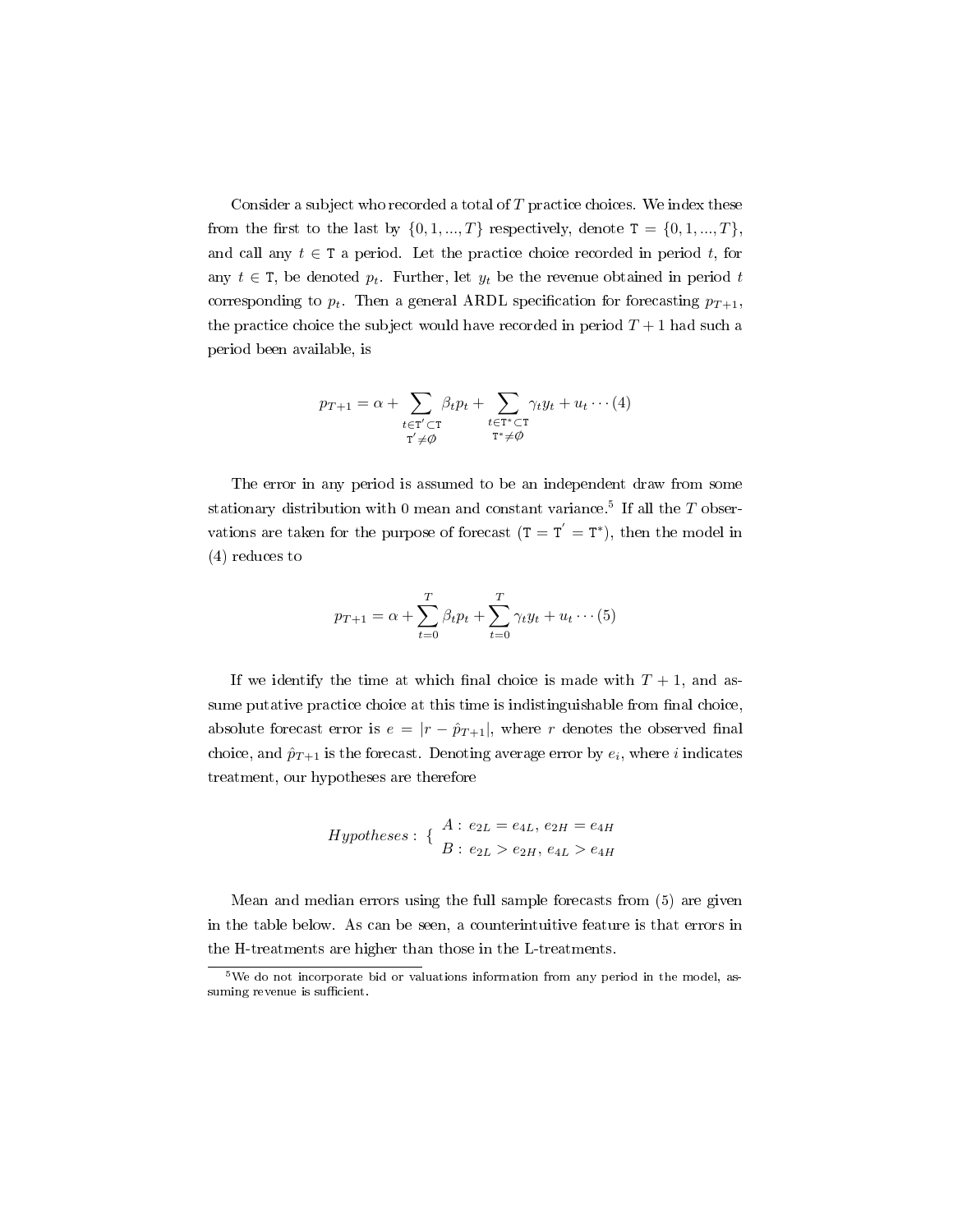Consider a subject who recorded a total of $T$ practice choices. We index these from the first to the last by $\{0, 1, ..., T\}$ respectively, denote $\mathtt{T} = \{0, 1, ..., T\}$, and call any $t \in \mathtt{T}$ a period. Let the practice choice recorded in period $t$, for any $t \in \mathtt{T}$, be denoted $p_t$. Further, let $y_t$ be the revenue obtained in period $t$ corresponding to $p_t$. Then a general ARDL specification for forecasting $p_{T+1}$, the practice choice the subject would have recorded in period $T + 1$ had such a period been available, is

$$p_{T+1} = \alpha + \sum_{\substack{t \in \mathtt{T}' \subset \mathtt{T} \\ \mathtt{T}' \neq \phi}} \beta_t p_t + \sum_{\substack{t \in \mathtt{T}^* \subset \mathtt{T} \\ \mathtt{T}^* \neq \phi}} \gamma_t y_t + u_t \cdots (4)$$

The error in any period is assumed to be an independent draw from some stationary distribution with 0 mean and constant variance.[5] If all the $T$ observations are taken for the purpose of forecast ($\mathtt{T} = \mathtt{T}' = \mathtt{T}^*$), then the model in (4) reduces to

$$p_{T+1} = \alpha + \sum_{t=0}^{T} \beta_t p_t + \sum_{t=0}^{T} \gamma_t y_t + u_t \cdots (5)$$

If we identify the time at which final choice is made with $T + 1$, and assume putative practice choice at this time is indistinguishable from final choice, absolute forecast error is $e = |r - \hat{p}_{T+1}|$, where $r$ denotes the observed final choice, and $\hat{p}_{T+1}$ is the forecast. Denoting average error by $e_i$, where $i$ indicates treatment, our hypotheses are therefore

$$Hypotheses: \begin{cases} A: \, e_{2L} = e_{4L}, \, e_{2H} = e_{4H} \\ B: \, e_{2L} > e_{2H}, \, e_{4L} > e_{4H} \end{cases}$$

Mean and median errors using the full sample forecasts from (5) are given in the table below. As can be seen, a counterintuitive feature is that errors in the H-treatments are higher than those in the L-treatments.

[5] We do not incorporate bid or valuations information from any period in the model, assuming revenue is sufficient.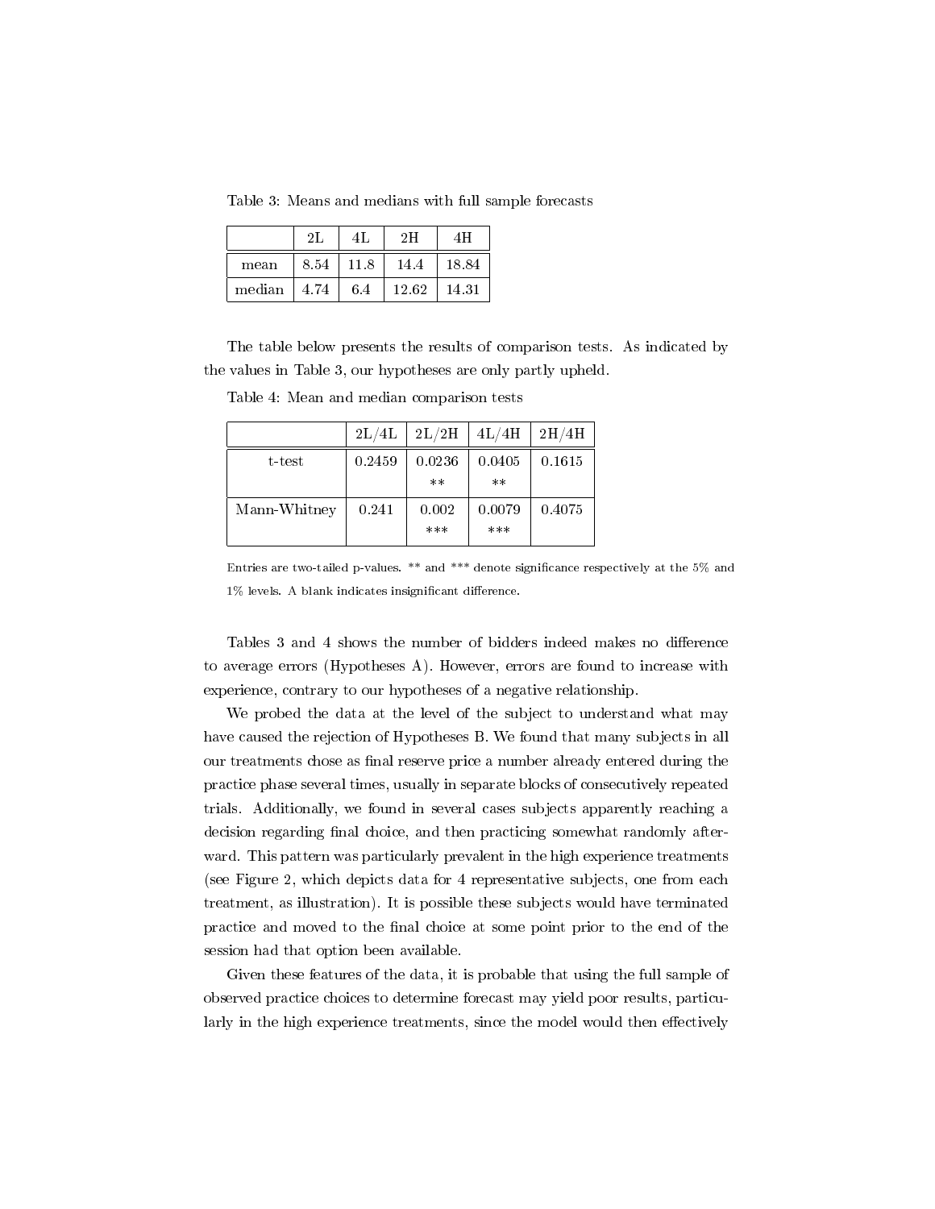Table 3: Means and medians with full sample forecasts

| | 2L | 4L | 2H | 4H |
|---|---|---|---|---|
| mean | 8.54 | 11.8 | 14.4 | 18.84 |
| median | 4.74 | 6.4 | 12.62 | 14.31 |

The table below presents the results of comparison tests. As indicated by the values in Table 3, our hypotheses are only partly upheld.

Table 4: Mean and median comparison tests

| | 2L/4L | 2L/2H | 4L/4H | 2H/4H |
|---|---|---|---|---|
| t-test | 0.2459 | 0.0236 ** | 0.0405 ** | 0.1615 |
| Mann-Whitney | 0.241 | 0.002 *** | 0.0079 *** | 0.4075 |

Entries are two-tailed p-values. ** and *** denote significance respectively at the 5% and 1% levels. A blank indicates insignificant difference.

Tables 3 and 4 shows the number of bidders indeed makes no difference to average errors (Hypotheses A). However, errors are found to increase with experience, contrary to our hypotheses of a negative relationship.

We probed the data at the level of the subject to understand what may have caused the rejection of Hypotheses B. We found that many subjects in all our treatments chose as final reserve price a number already entered during the practice phase several times, usually in separate blocks of consecutively repeated trials. Additionally, we found in several cases subjects apparently reaching a decision regarding final choice, and then practicing somewhat randomly afterward. This pattern was particularly prevalent in the high experience treatments (see Figure 2, which depicts data for 4 representative subjects, one from each treatment, as illustration). It is possible these subjects would have terminated practice and moved to the final choice at some point prior to the end of the session had that option been available.

Given these features of the data, it is probable that using the full sample of observed practice choices to determine forecast may yield poor results, particularly in the high experience treatments, since the model would then effectively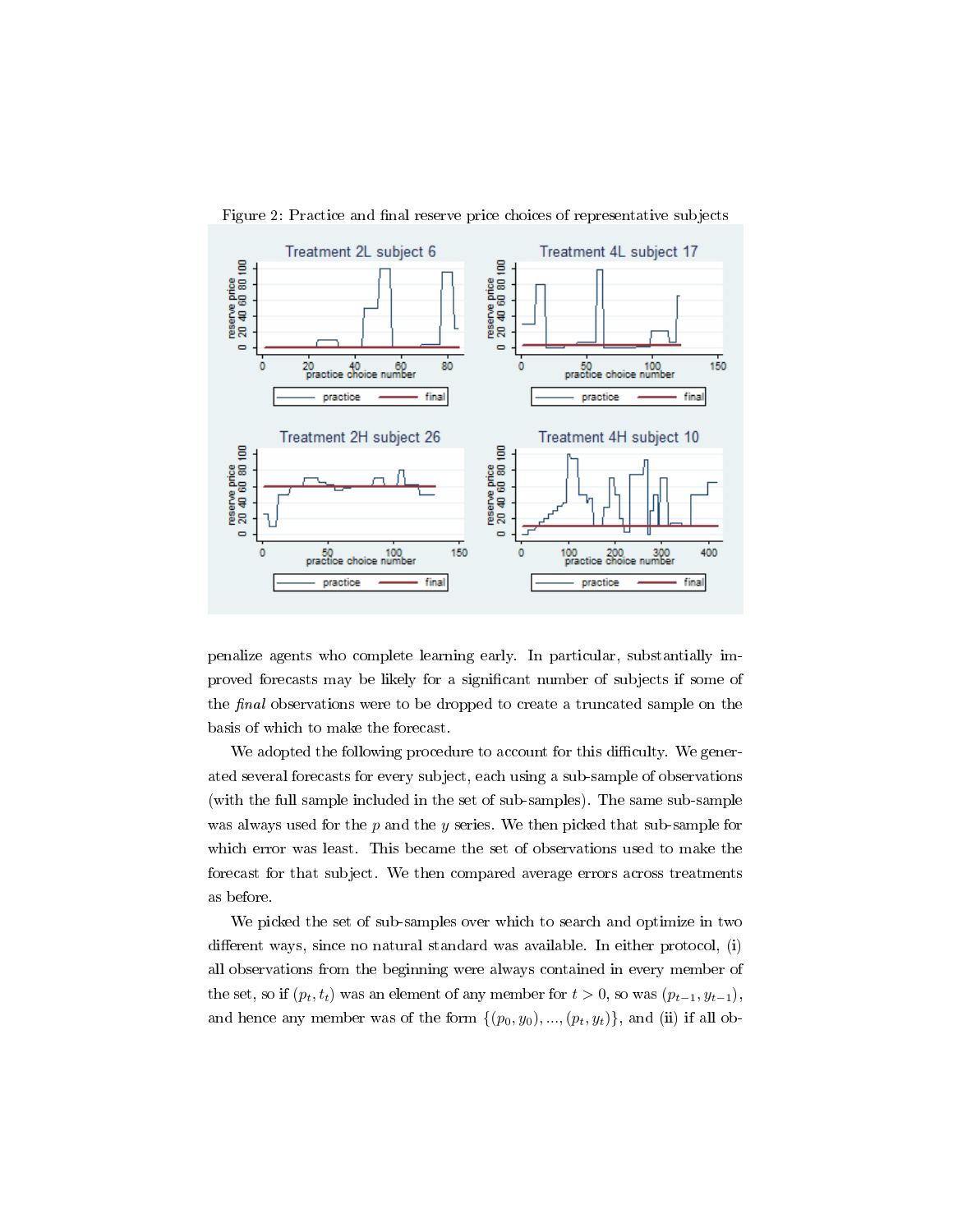Figure 2: Practice and final reserve price choices of representative subjects

penalize agents who complete learning early. In particular, substantially improved forecasts may be likely for a significant number of subjects if some of the *final* observations were to be dropped to create a truncated sample on the basis of which to make the forecast.

We adopted the following procedure to account for this difficulty. We generated several forecasts for every subject, each using a sub-sample of observations (with the full sample included in the set of sub-samples). The same sub-sample was always used for the $p$ and the $y$ series. We then picked that sub-sample for which error was least. This became the set of observations used to make the forecast for that subject. We then compared average errors across treatments as before.

We picked the set of sub-samples over which to search and optimize in two different ways, since no natural standard was available. In either protocol, (i) all observations from the beginning were always contained in every member of the set, so if $(p_t, t_t)$ was an element of any member for $t > 0$, so was $(p_{t-1}, y_{t-1})$, and hence any member was of the form $\{(p_0, y_0), ..., (p_t, y_t)\}$, and (ii) if all ob-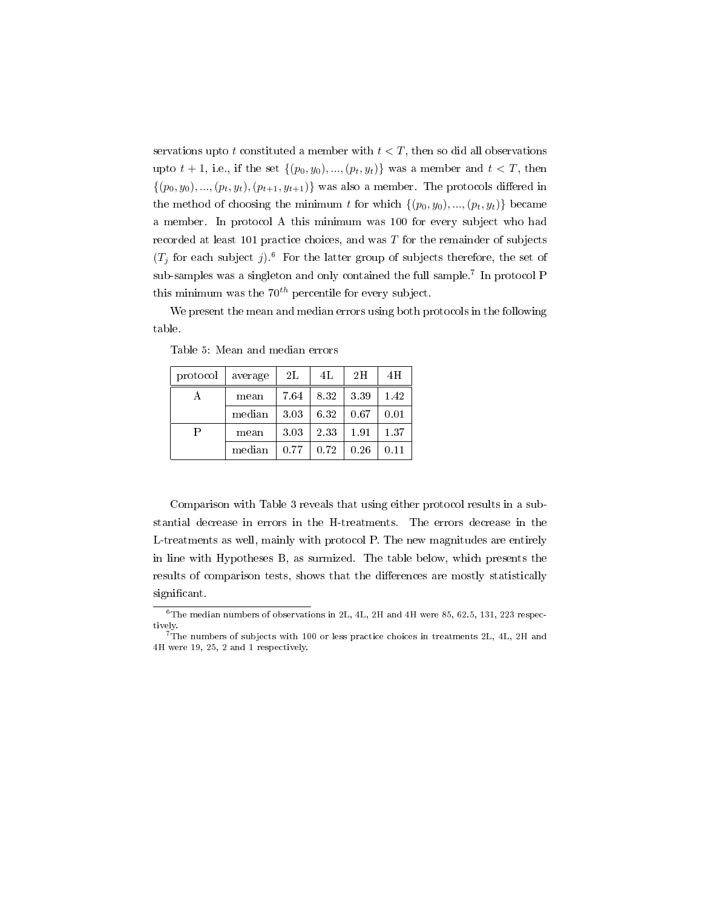servations upto $t$ constituted a member with $t < T$, then so did all observations upto $t+1$, i.e., if the set $\{(p_0, y_0), ..., (p_t, y_t)\}$ was a member and $t < T$, then $\{(p_0, y_0), ..., (p_t, y_t), (p_{t+1}, y_{t+1})\}$ was also a member. The protocols differed in the method of choosing the minimum $t$ for which $\{(p_0, y_0), ..., (p_t, y_t)\}$ became a member. In protocol A this minimum was 100 for every subject who had recorded at least 101 practice choices, and was $T$ for the remainder of subjects ($T_j$ for each subject $j$).[6] For the latter group of subjects therefore, the set of sub-samples was a singleton and only contained the full sample.[7] In protocol P this minimum was the $70^{th}$ percentile for every subject.

We present the mean and median errors using both protocols in the following table.

Table 5: Mean and median errors

| protocol | average | 2L | 4L | 2H | 4H |
|---|---|---|---|---|---|
| A | mean | 7.64 | 8.32 | 3.39 | 1.42 |
| | median | 3.03 | 6.32 | 0.67 | 0.01 |
| P | mean | 3.03 | 2.33 | 1.91 | 1.37 |
| | median | 0.77 | 0.72 | 0.26 | 0.11 |

Comparison with Table 3 reveals that using either protocol results in a substantial decrease in errors in the H-treatments. The errors decrease in the L-treatments as well, mainly with protocol P. The new magnitudes are entirely in line with Hypotheses B, as surmized. The table below, which presents the results of comparison tests, shows that the differences are mostly statistically significant.

---

[6] The median numbers of observations in 2L, 4L, 2H and 4H were 85, 62.5, 131, 223 respectively.

[7] The numbers of subjects with 100 or less practice choices in treatments 2L, 4L, 2H and 4H were 19, 25, 2 and 1 respectively.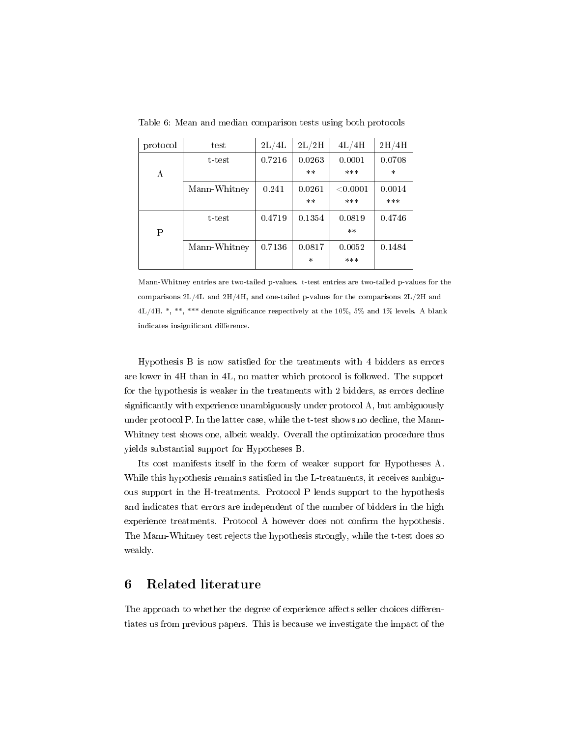Table 6: Mean and median comparison tests using both protocols

| protocol | test | 2L/4L | 2L/2H | 4L/4H | 2H/4H |
|---|---|---|---|---|---|
| A | t-test | 0.7216 | 0.0263 ** | 0.0001 *** | 0.0708 * |
| | Mann-Whitney | 0.241 | 0.0261 ** | <0.0001 *** | 0.0014 *** |
| P | t-test | 0.4719 | 0.1354 | 0.0819 ** | 0.4746 |
| | Mann-Whitney | 0.7136 | 0.0817 * | 0.0052 *** | 0.1484 |

Mann-Whitney entries are two-tailed p-values. t-test entries are two-tailed p-values for the comparisons 2L/4L and 2H/4H, and one-tailed p-values for the comparisons 2L/2H and 4L/4H. *, **, *** denote significance respectively at the 10%, 5% and 1% levels. A blank indicates insignificant difference.

Hypothesis B is now satisfied for the treatments with 4 bidders as errors are lower in 4H than in 4L, no matter which protocol is followed. The support for the hypothesis is weaker in the treatments with 2 bidders, as errors decline significantly with experience unambiguously under protocol A, but ambiguously under protocol P. In the latter case, while the t-test shows no decline, the Mann-Whitney test shows one, albeit weakly. Overall the optimization procedure thus yields substantial support for Hypotheses B.

Its cost manifests itself in the form of weaker support for Hypotheses A. While this hypothesis remains satisfied in the L-treatments, it receives ambiguous support in the H-treatments. Protocol P lends support to the hypothesis and indicates that errors are independent of the number of bidders in the high experience treatments. Protocol A however does not confirm the hypothesis. The Mann-Whitney test rejects the hypothesis strongly, while the t-test does so weakly.

## 6 Related literature

The approach to whether the degree of experience affects seller choices differentiates us from previous papers. This is because we investigate the impact of the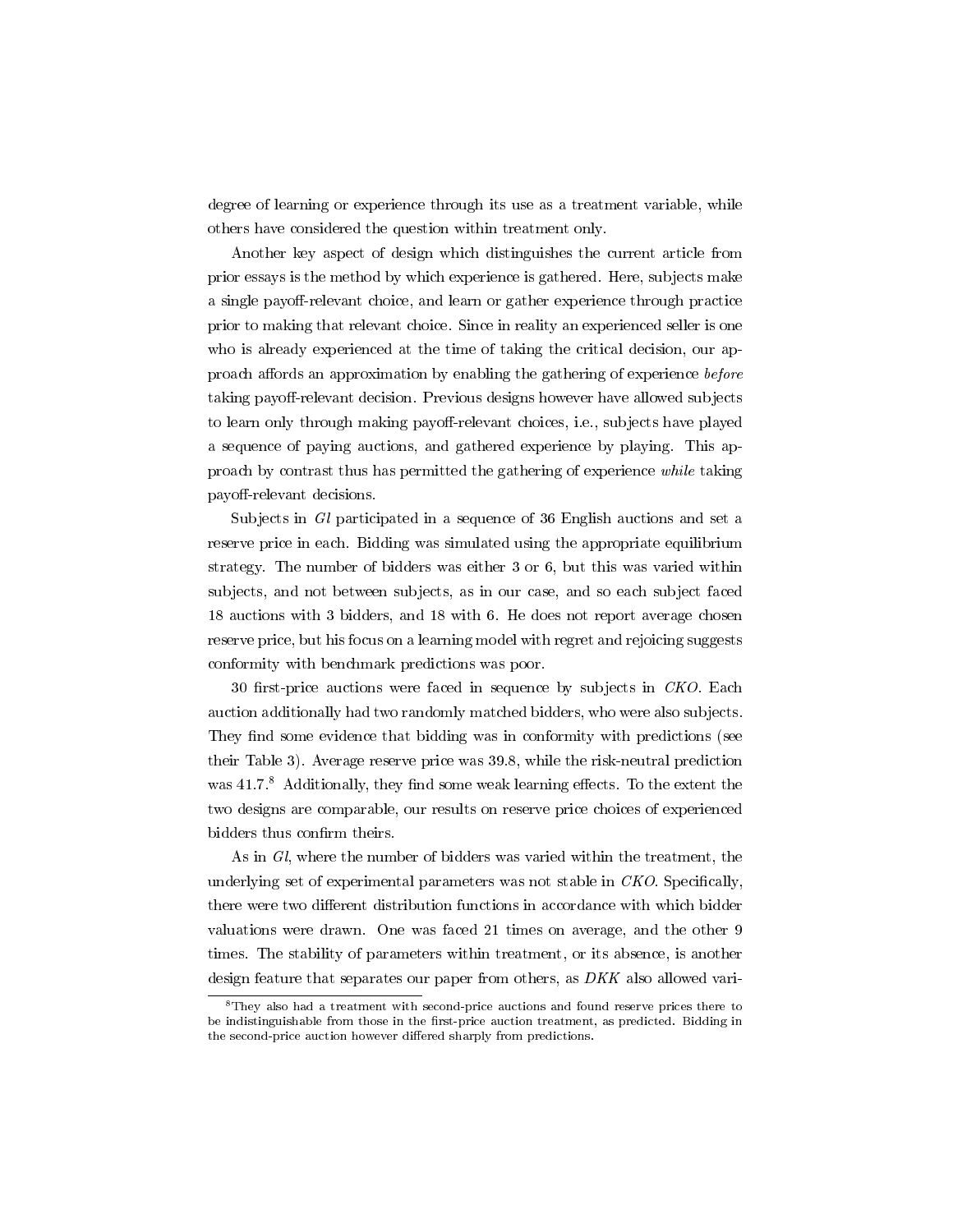degree of learning or experience through its use as a treatment variable, while others have considered the question within treatment only.

Another key aspect of design which distinguishes the current article from prior essays is the method by which experience is gathered. Here, subjects make a single payoff-relevant choice, and learn or gather experience through practice prior to making that relevant choice. Since in reality an experienced seller is one who is already experienced at the time of taking the critical decision, our approach affords an approximation by enabling the gathering of experience *before* taking payoff-relevant decision. Previous designs however have allowed subjects to learn only through making payoff-relevant choices, i.e., subjects have played a sequence of paying auctions, and gathered experience by playing. This approach by contrast thus has permitted the gathering of experience *while* taking payoff-relevant decisions.

Subjects in *Gl* participated in a sequence of 36 English auctions and set a reserve price in each. Bidding was simulated using the appropriate equilibrium strategy. The number of bidders was either 3 or 6, but this was varied within subjects, and not between subjects, as in our case, and so each subject faced 18 auctions with 3 bidders, and 18 with 6. He does not report average chosen reserve price, but his focus on a learning model with regret and rejoicing suggests conformity with benchmark predictions was poor.

30 first-price auctions were faced in sequence by subjects in *CKO*. Each auction additionally had two randomly matched bidders, who were also subjects. They find some evidence that bidding was in conformity with predictions (see their Table 3). Average reserve price was 39.8, while the risk-neutral prediction was 41.7.[8] Additionally, they find some weak learning effects. To the extent the two designs are comparable, our results on reserve price choices of experienced bidders thus confirm theirs.

As in *Gl*, where the number of bidders was varied within the treatment, the underlying set of experimental parameters was not stable in *CKO*. Specifically, there were two different distribution functions in accordance with which bidder valuations were drawn. One was faced 21 times on average, and the other 9 times. The stability of parameters within treatment, or its absence, is another design feature that separates our paper from others, as *DKK* also allowed vari-

[8] They also had a treatment with second-price auctions and found reserve prices there to be indistinguishable from those in the first-price auction treatment, as predicted. Bidding in the second-price auction however differed sharply from predictions.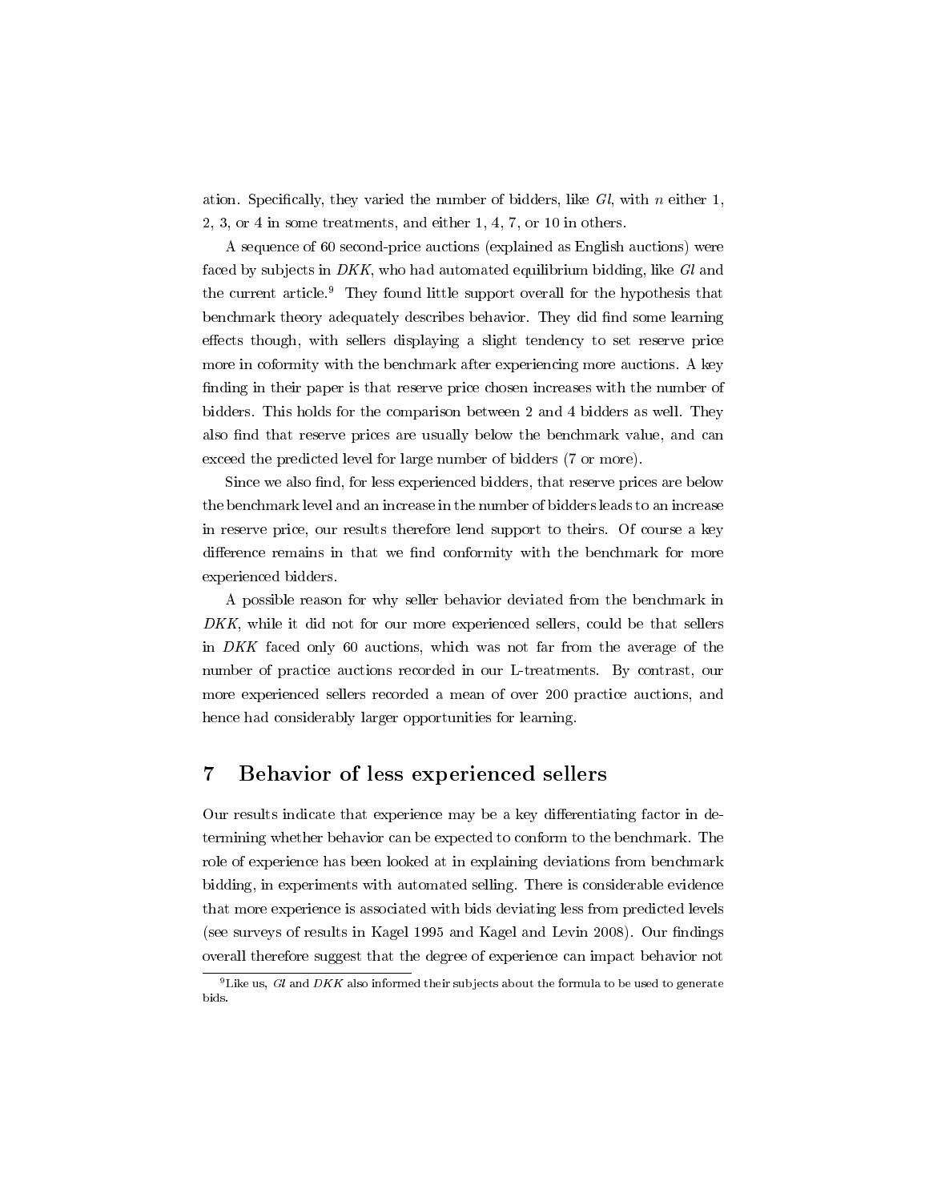ation. Specifically, they varied the number of bidders, like *Gl*, with $n$ either 1, 2, 3, or 4 in some treatments, and either 1, 4, 7, or 10 in others.

A sequence of 60 second-price auctions (explained as English auctions) were faced by subjects in *DKK*, who had automated equilibrium bidding, like *Gl* and the current article.[9] They found little support overall for the hypothesis that benchmark theory adequately describes behavior. They did find some learning effects though, with sellers displaying a slight tendency to set reserve price more in coformity with the benchmark after experiencing more auctions. A key finding in their paper is that reserve price chosen increases with the number of bidders. This holds for the comparison between 2 and 4 bidders as well. They also find that reserve prices are usually below the benchmark value, and can exceed the predicted level for large number of bidders (7 or more).

Since we also find, for less experienced bidders, that reserve prices are below the benchmark level and an increase in the number of bidders leads to an increase in reserve price, our results therefore lend support to theirs. Of course a key difference remains in that we find conformity with the benchmark for more experienced bidders.

A possible reason for why seller behavior deviated from the benchmark in *DKK*, while it did not for our more experienced sellers, could be that sellers in *DKK* faced only 60 auctions, which was not far from the average of the number of practice auctions recorded in our L-treatments. By contrast, our more experienced sellers recorded a mean of over 200 practice auctions, and hence had considerably larger opportunities for learning.

## 7 Behavior of less experienced sellers

Our results indicate that experience may be a key differentiating factor in determining whether behavior can be expected to conform to the benchmark. The role of experience has been looked at in explaining deviations from benchmark bidding, in experiments with automated selling. There is considerable evidence that more experience is associated with bids deviating less from predicted levels (see surveys of results in Kagel 1995 and Kagel and Levin 2008). Our findings overall therefore suggest that the degree of experience can impact behavior not

[9] Like us, *Gl* and *DKK* also informed their subjects about the formula to be used to generate bids.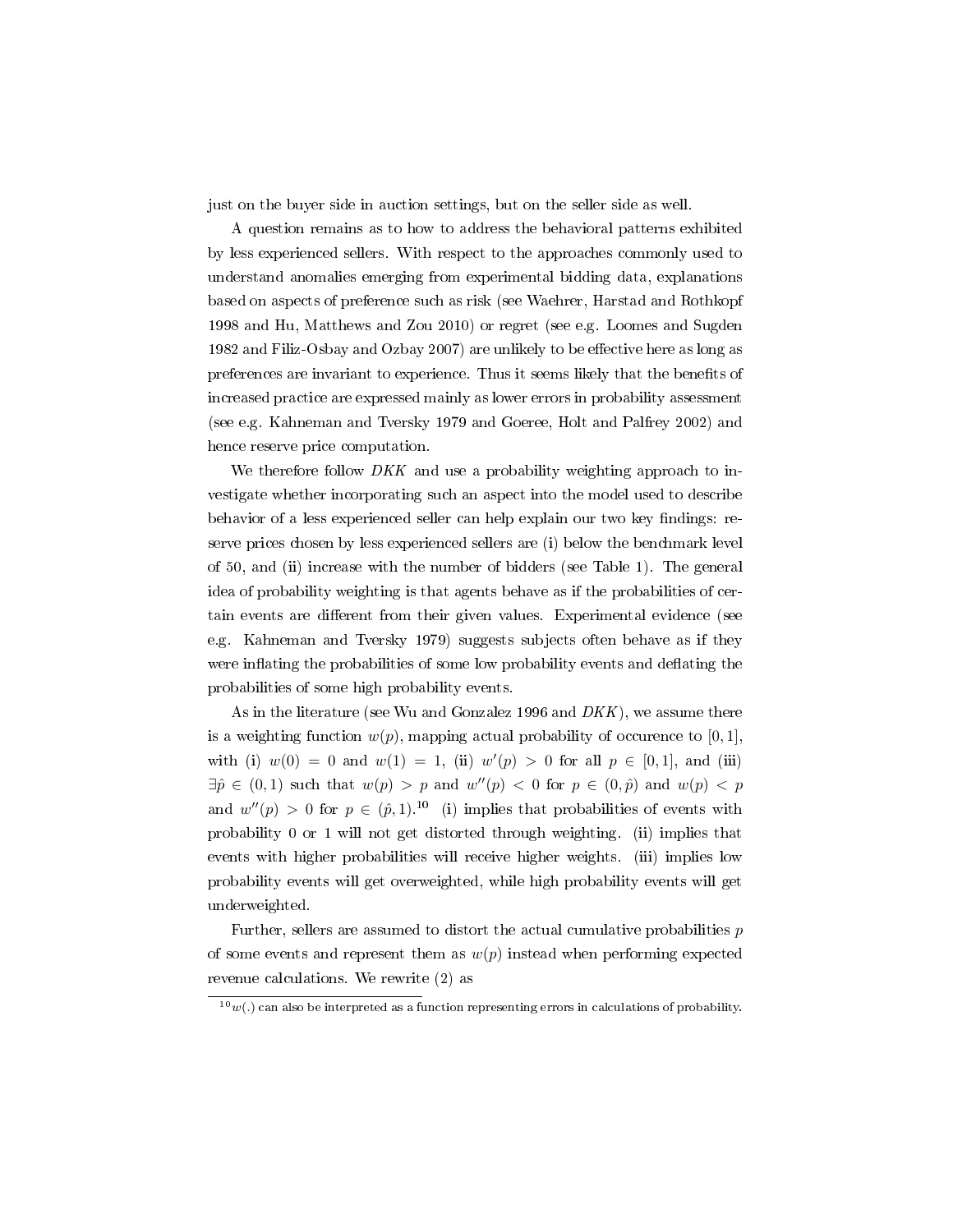just on the buyer side in auction settings, but on the seller side as well.

A question remains as to how to address the behavioral patterns exhibited by less experienced sellers. With respect to the approaches commonly used to understand anomalies emerging from experimental bidding data, explanations based on aspects of preference such as risk (see Waehrer, Harstad and Rothkopf 1998 and Hu, Matthews and Zou 2010) or regret (see e.g. Loomes and Sugden 1982 and Filiz-Osbay and Ozbay 2007) are unlikely to be effective here as long as preferences are invariant to experience. Thus it seems likely that the benefits of increased practice are expressed mainly as lower errors in probability assessment (see e.g. Kahneman and Tversky 1979 and Goeree, Holt and Palfrey 2002) and hence reserve price computation.

We therefore follow *DKK* and use a probability weighting approach to investigate whether incorporating such an aspect into the model used to describe behavior of a less experienced seller can help explain our two key findings: reserve prices chosen by less experienced sellers are (i) below the benchmark level of 50, and (ii) increase with the number of bidders (see Table 1). The general idea of probability weighting is that agents behave as if the probabilities of certain events are different from their given values. Experimental evidence (see e.g. Kahneman and Tversky 1979) suggests subjects often behave as if they were inflating the probabilities of some low probability events and deflating the probabilities of some high probability events.

As in the literature (see Wu and Gonzalez 1996 and *DKK*), we assume there is a weighting function $w(p)$, mapping actual probability of occurence to $[0,1]$, with (i) $w(0) = 0$ and $w(1) = 1$, (ii) $w'(p) > 0$ for all $p \in [0,1]$, and (iii) $\exists \hat{p} \in (0,1)$ such that $w(p) > p$ and $w''(p) < 0$ for $p \in (0,\hat{p})$ and $w(p) < p$ and $w''(p) > 0$ for $p \in (\hat{p},1)$.[10] (i) implies that probabilities of events with probability 0 or 1 will not get distorted through weighting. (ii) implies that events with higher probabilities will receive higher weights. (iii) implies low probability events will get overweighted, while high probability events will get underweighted.

Further, sellers are assumed to distort the actual cumulative probabilities $p$ of some events and represent them as $w(p)$ instead when performing expected revenue calculations. We rewrite (2) as

[10] $w(.)$ can also be interpreted as a function representing errors in calculations of probability.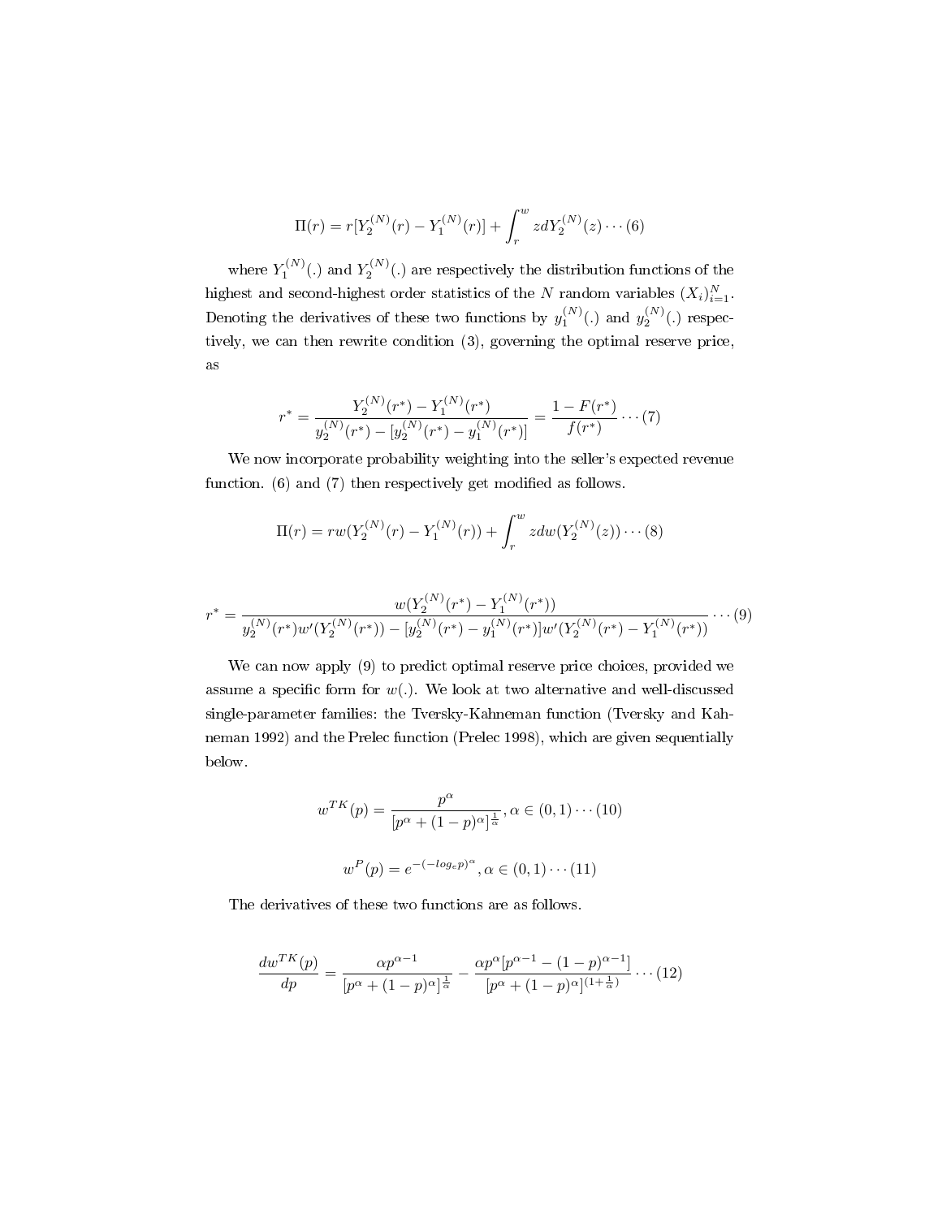$$\Pi(r) = r[Y_2^{(N)}(r) - Y_1^{(N)}(r)] + \int_r^w z dY_2^{(N)}(z) \cdots (6)$$

where $Y_1^{(N)}(.)$ and $Y_2^{(N)}(.)$ are respectively the distribution functions of the highest and second-highest order statistics of the $N$ random variables $(X_i)_{i=1}^N$. Denoting the derivatives of these two functions by $y_1^{(N)}(.)$ and $y_2^{(N)}(.)$ respectively, we can then rewrite condition (3), governing the optimal reserve price, as

$$r^* = \frac{Y_2^{(N)}(r^*) - Y_1^{(N)}(r^*)}{y_2^{(N)}(r^*) - [y_2^{(N)}(r^*) - y_1^{(N)}(r^*)]} = \frac{1 - F(r^*)}{f(r^*)} \cdots (7)$$

We now incorporate probability weighting into the seller's expected revenue function. (6) and (7) then respectively get modified as follows.

$$\Pi(r) = rw(Y_2^{(N)}(r) - Y_1^{(N)}(r)) + \int_r^w z dw(Y_2^{(N)}(z)) \cdots (8)$$

$$r^* = \frac{w(Y_2^{(N)}(r^*) - Y_1^{(N)}(r^*))}{y_2^{(N)}(r^*) w'(Y_2^{(N)}(r^*)) - [y_2^{(N)}(r^*) - y_1^{(N)}(r^*)] w'(Y_2^{(N)}(r^*) - Y_1^{(N)}(r^*))} \cdots (9)$$

We can now apply (9) to predict optimal reserve price choices, provided we assume a specific form for $w(.)$. We look at two alternative and well-discussed single-parameter families: the Tversky-Kahneman function (Tversky and Kahneman 1992) and the Prelec function (Prelec 1998), which are given sequentially below.

$$w^{TK}(p) = \frac{p^\alpha}{[p^\alpha + (1-p)^\alpha]^{\frac{1}{\alpha}}}, \alpha \in (0,1) \cdots (10)$$

$$w^P(p) = e^{-(-log_e p)^\alpha}, \alpha \in (0,1) \cdots (11)$$

The derivatives of these two functions are as follows.

$$\frac{dw^{TK}(p)}{dp} = \frac{\alpha p^{\alpha-1}}{[p^\alpha + (1-p)^\alpha]^{\frac{1}{\alpha}}} - \frac{\alpha p^\alpha [p^{\alpha-1} - (1-p)^{\alpha-1}]}{[p^\alpha + (1-p)^\alpha]^{(1+\frac{1}{\alpha})}} \cdots (12)$$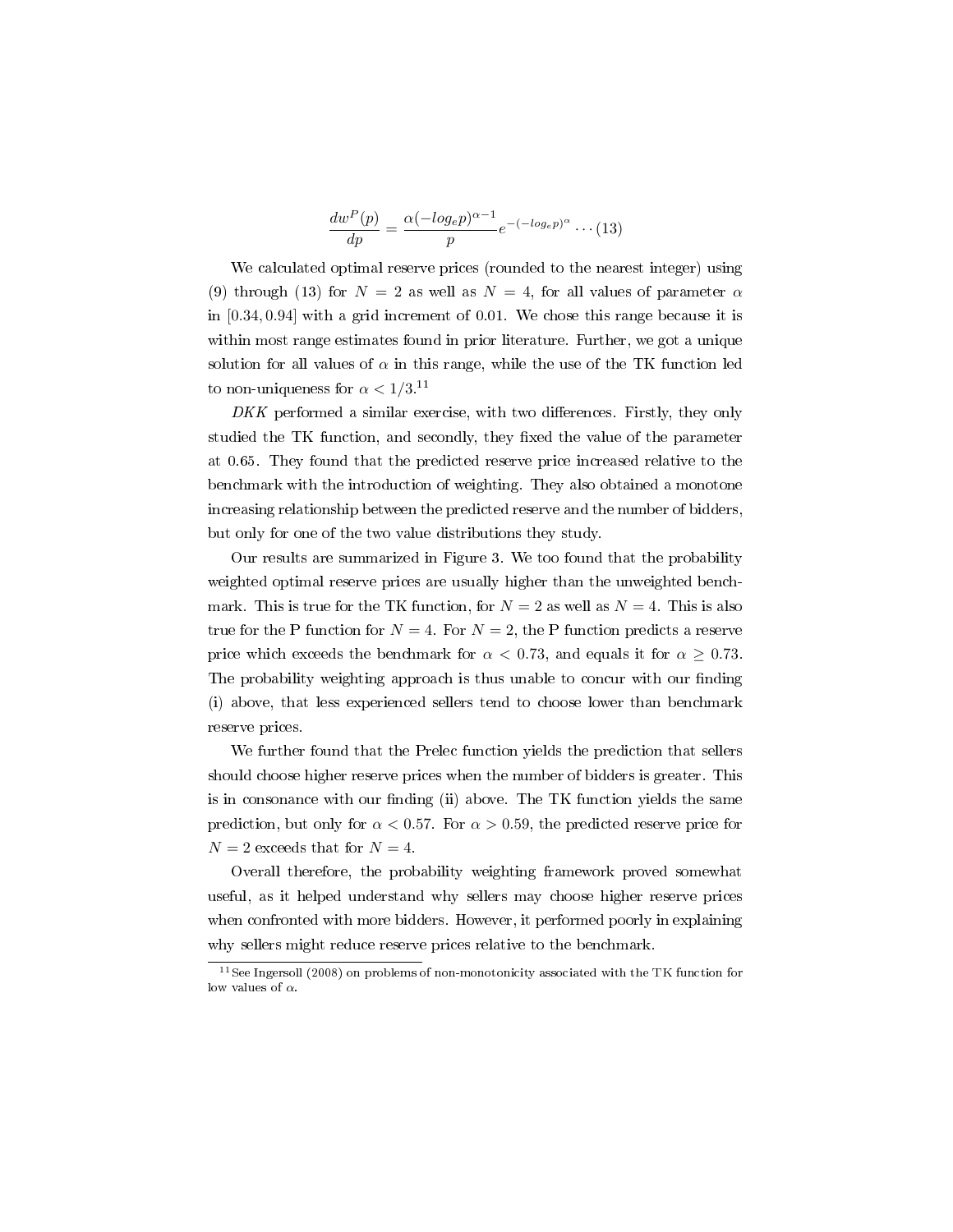$$\frac{dw^P(p)}{dp} = \frac{\alpha(-log_e p)^{\alpha-1}}{p} e^{-(-log_e p)^{\alpha}} \cdots (13)$$

We calculated optimal reserve prices (rounded to the nearest integer) using (9) through (13) for $N = 2$ as well as $N = 4$, for all values of parameter $\alpha$ in $[0.34, 0.94]$ with a grid increment of 0.01. We chose this range because it is within most range estimates found in prior literature. Further, we got a unique solution for all values of $\alpha$ in this range, while the use of the TK function led to non-uniqueness for $\alpha < 1/3$.[11]

*DKK* performed a similar exercise, with two differences. Firstly, they only studied the TK function, and secondly, they fixed the value of the parameter at 0.65. They found that the predicted reserve price increased relative to the benchmark with the introduction of weighting. They also obtained a monotone increasing relationship between the predicted reserve and the number of bidders, but only for one of the two value distributions they study.

Our results are summarized in Figure 3. We too found that the probability weighted optimal reserve prices are usually higher than the unweighted benchmark. This is true for the TK function, for $N = 2$ as well as $N = 4$. This is also true for the P function for $N = 4$. For $N = 2$, the P function predicts a reserve price which exceeds the benchmark for $\alpha < 0.73$, and equals it for $\alpha \geq 0.73$. The probability weighting approach is thus unable to concur with our finding (i) above, that less experienced sellers tend to choose lower than benchmark reserve prices.

We further found that the Prelec function yields the prediction that sellers should choose higher reserve prices when the number of bidders is greater. This is in consonance with our finding (ii) above. The TK function yields the same prediction, but only for $\alpha < 0.57$. For $\alpha > 0.59$, the predicted reserve price for $N = 2$ exceeds that for $N = 4$.

Overall therefore, the probability weighting framework proved somewhat useful, as it helped understand why sellers may choose higher reserve prices when confronted with more bidders. However, it performed poorly in explaining why sellers might reduce reserve prices relative to the benchmark.

[11] See Ingersoll (2008) on problems of non-monotonicity associated with the TK function for low values of $\alpha$.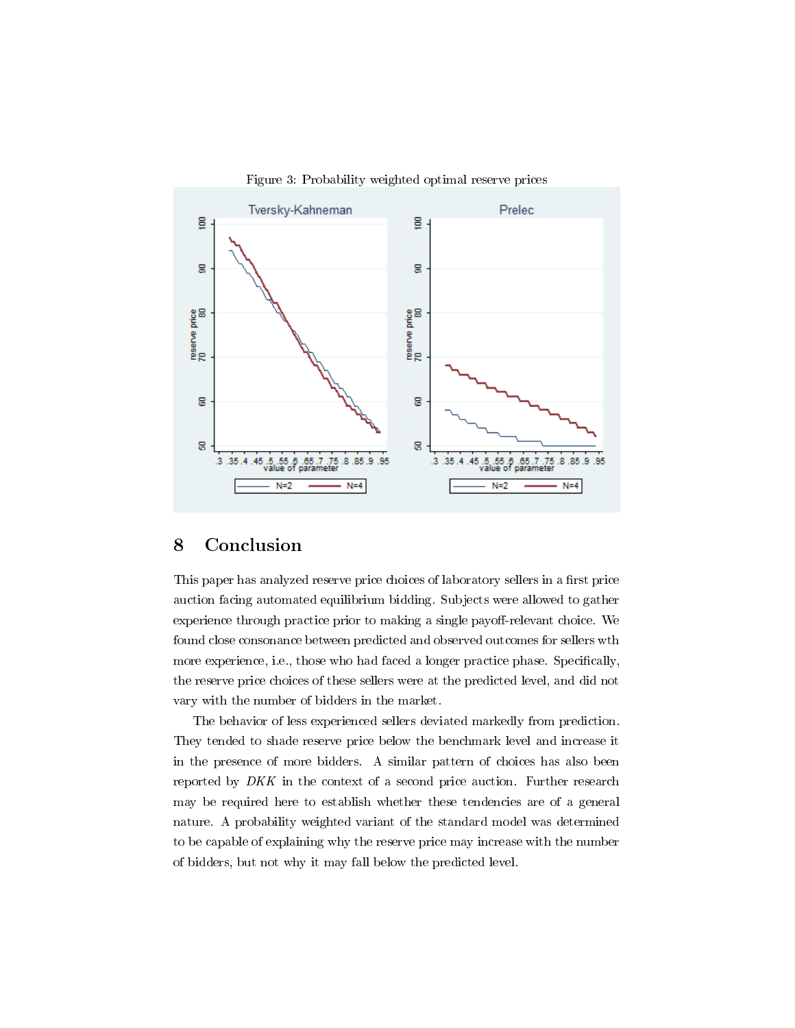Figure 3: Probability weighted optimal reserve prices

# 8 Conclusion

This paper has analyzed reserve price choices of laboratory sellers in a first price auction facing automated equilibrium bidding. Subjects were allowed to gather experience through practice prior to making a single payoff-relevant choice. We found close consonance between predicted and observed outcomes for sellers wth more experience, i.e., those who had faced a longer practice phase. Specifically, the reserve price choices of these sellers were at the predicted level, and did not vary with the number of bidders in the market.

The behavior of less experienced sellers deviated markedly from prediction. They tended to shade reserve price below the benchmark level and increase it in the presence of more bidders. A similar pattern of choices has also been reported by *DKK* in the context of a second price auction. Further research may be required here to establish whether these tendencies are of a general nature. A probability weighted variant of the standard model was determined to be capable of explaining why the reserve price may increase with the number of bidders, but not why it may fall below the predicted level.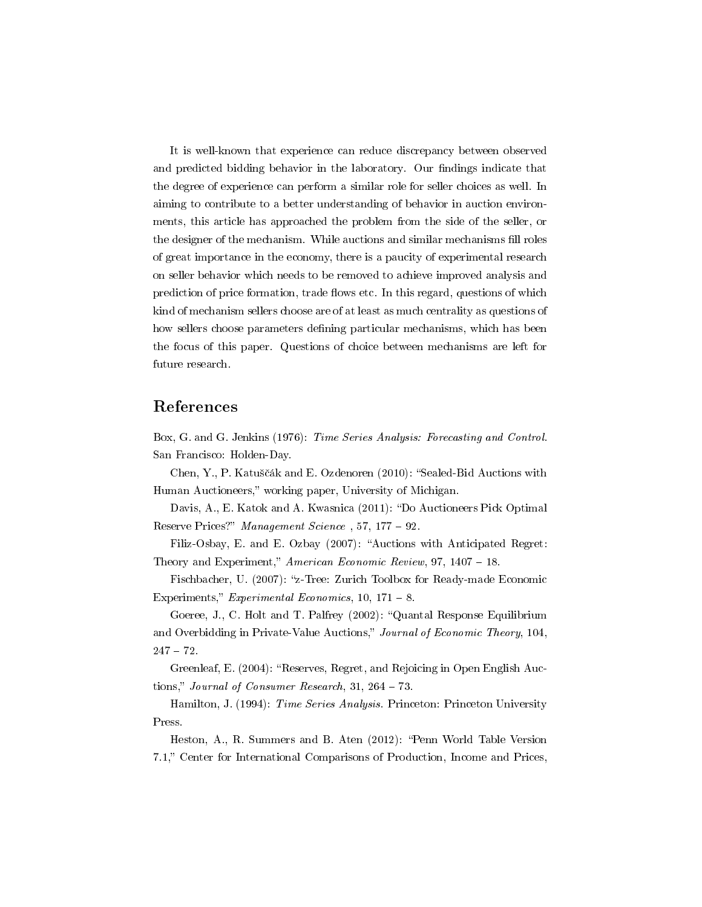It is well-known that experience can reduce discrepancy between observed and predicted bidding behavior in the laboratory. Our findings indicate that the degree of experience can perform a similar role for seller choices as well. In aiming to contribute to a better understanding of behavior in auction environments, this article has approached the problem from the side of the seller, or the designer of the mechanism. While auctions and similar mechanisms fill roles of great importance in the economy, there is a paucity of experimental research on seller behavior which needs to be removed to achieve improved analysis and prediction of price formation, trade flows etc. In this regard, questions of which kind of mechanism sellers choose are of at least as much centrality as questions of how sellers choose parameters defining particular mechanisms, which has been the focus of this paper. Questions of choice between mechanisms are left for future research.

## References

Box, G. and G. Jenkins (1976): *Time Series Analysis: Forecasting and Control*. San Francisco: Holden-Day.

Chen, Y., P. Katuščák and E. Ozdenoren (2010): "Sealed-Bid Auctions with Human Auctioneers," working paper, University of Michigan.

Davis, A., E. Katok and A. Kwasnica (2011): "Do Auctioneers Pick Optimal Reserve Prices?" *Management Science* , 57, 177 – 92.

Filiz-Osbay, E. and E. Ozbay (2007): "Auctions with Anticipated Regret: Theory and Experiment," *American Economic Review*, 97, 1407 – 18.

Fischbacher, U. (2007): "z-Tree: Zurich Toolbox for Ready-made Economic Experiments," *Experimental Economics*, 10, 171 – 8.

Goeree, J., C. Holt and T. Palfrey (2002): "Quantal Response Equilibrium and Overbidding in Private-Value Auctions," *Journal of Economic Theory*, 104, 247 – 72.

Greenleaf, E. (2004): "Reserves, Regret, and Rejoicing in Open English Auctions," *Journal of Consumer Research*, 31, 264 – 73.

Hamilton, J. (1994): *Time Series Analysis.* Princeton: Princeton University Press.

Heston, A., R. Summers and B. Aten (2012): "Penn World Table Version 7.1," Center for International Comparisons of Production, Income and Prices,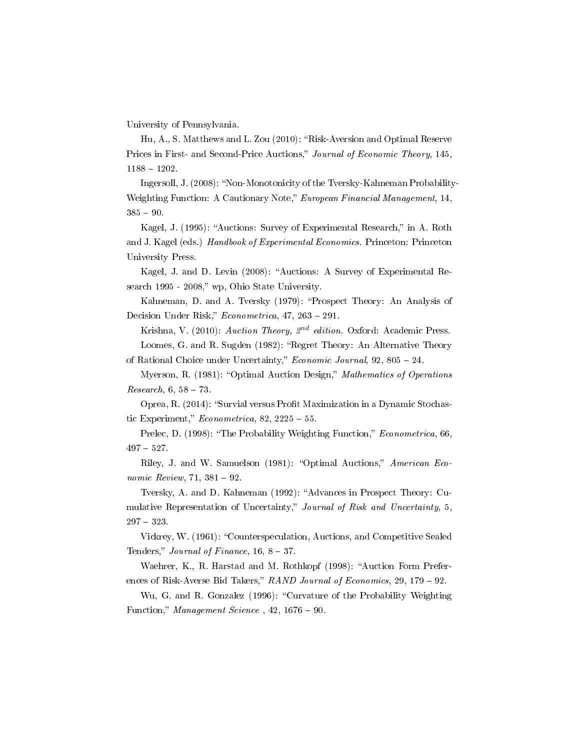University of Pennsylvania.

Hu, A., S. Matthews and L. Zou (2010): "Risk-Aversion and Optimal Reserve Prices in First- and Second-Price Auctions," *Journal of Economic Theory*, 145, 1188 – 1202.

Ingersoll, J. (2008): "Non-Monotonicity of the Tversky-Kahneman Probability-Weighting Function: A Cautionary Note," *European Financial Management*, 14, 385 – 90.

Kagel, J. (1995): "Auctions: Survey of Experimental Research," in A. Roth and J. Kagel (eds.) *Handbook of Experimental Economics*. Princeton: Princeton University Press.

Kagel, J. and D. Levin (2008): "Auctions: A Survey of Experimental Research 1995 - 2008," wp, Ohio State University.

Kahneman, D. and A. Tversky (1979): "Prospect Theory: An Analysis of Decision Under Risk," *Econometrica*, 47, 263 – 291.

Krishna, V. (2010): *Auction Theory, 2nd edition*. Oxford: Academic Press.

Loomes, G. and R. Sugden (1982): "Regret Theory: An Alternative Theory of Rational Choice under Uncertainty," *Economic Journal*, 92, 805 – 24.

Myerson, R. (1981): "Optimal Auction Design," *Mathematics of Operations Research*, 6, 58 – 73.

Oprea, R. (2014): "Survial versus Profit Maximization in a Dynamic Stochastic Experiment," *Econometrica*, 82, 2225 – 55.

Prelec, D. (1998): "The Probability Weighting Function," *Econometrica*, 66, 497 – 527.

Riley, J. and W. Samuelson (1981): "Optimal Auctions," *American Economic Review*, 71, 381 – 92.

Tversky, A. and D. Kahneman (1992): "Advances in Prospect Theory: Cumulative Representation of Uncertainty," *Journal of Risk and Uncertainty*, 5, 297 – 323.

Vidkrey, W. (1961): "Counterspeculation, Auctions, and Competitive Sealed Tenders," *Journal of Finance*, 16, 8 – 37.

Waehrer, K., R. Harstad and M. Rothkopf (1998): "Auction Form Preferences of Risk-Averse Bid Takers," *RAND Journal of Economics*, 29, 179 – 92.

Wu, G. and R. Gonzalez (1996): "Curvature of the Probability Weighting Function," *Management Science* , 42, 1676 – 90.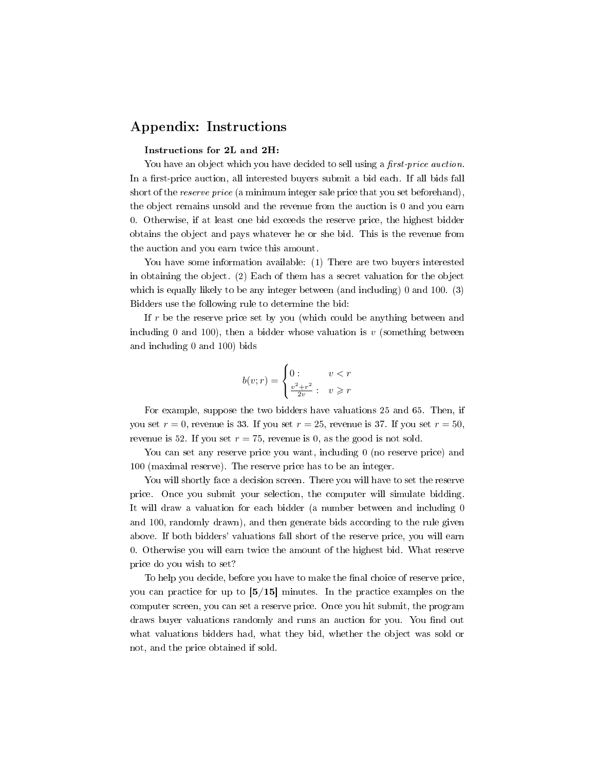## Appendix: Instructions

**Instructions for 2L and 2H:**

You have an object which you have decided to sell using a *first-price auction*. In a first-price auction, all interested buyers submit a bid each. If all bids fall short of the *reserve price* (a minimum integer sale price that you set beforehand), the object remains unsold and the revenue from the auction is 0 and you earn 0. Otherwise, if at least one bid exceeds the reserve price, the highest bidder obtains the object and pays whatever he or she bid. This is the revenue from the auction and you earn twice this amount.

You have some information available: (1) There are two buyers interested in obtaining the object. (2) Each of them has a secret valuation for the object which is equally likely to be any integer between (and including) 0 and 100. (3) Bidders use the following rule to determine the bid:

If $r$ be the reserve price set by you (which could be anything between and including 0 and 100), then a bidder whose valuation is $v$ (something between and including 0 and 100) bids

$$b(v;r) = \begin{cases} 0: & v < r \\ \frac{v^2+r^2}{2v}: & v \geqslant r \end{cases}$$

For example, suppose the two bidders have valuations 25 and 65. Then, if you set $r = 0$, revenue is 33. If you set $r = 25$, revenue is 37. If you set $r = 50$, revenue is 52. If you set $r = 75$, revenue is 0, as the good is not sold.

You can set any reserve price you want, including 0 (no reserve price) and 100 (maximal reserve). The reserve price has to be an integer.

You will shortly face a decision screen. There you will have to set the reserve price. Once you submit your selection, the computer will simulate bidding. It will draw a valuation for each bidder (a number between and including 0 and 100, randomly drawn), and then generate bids according to the rule given above. If both bidders' valuations fall short of the reserve price, you will earn 0. Otherwise you will earn twice the amount of the highest bid. What reserve price do you wish to set?

To help you decide, before you have to make the final choice of reserve price, you can practice for up to **[5/15]** minutes. In the practice examples on the computer screen, you can set a reserve price. Once you hit submit, the program draws buyer valuations randomly and runs an auction for you. You find out what valuations bidders had, what they bid, whether the object was sold or not, and the price obtained if sold.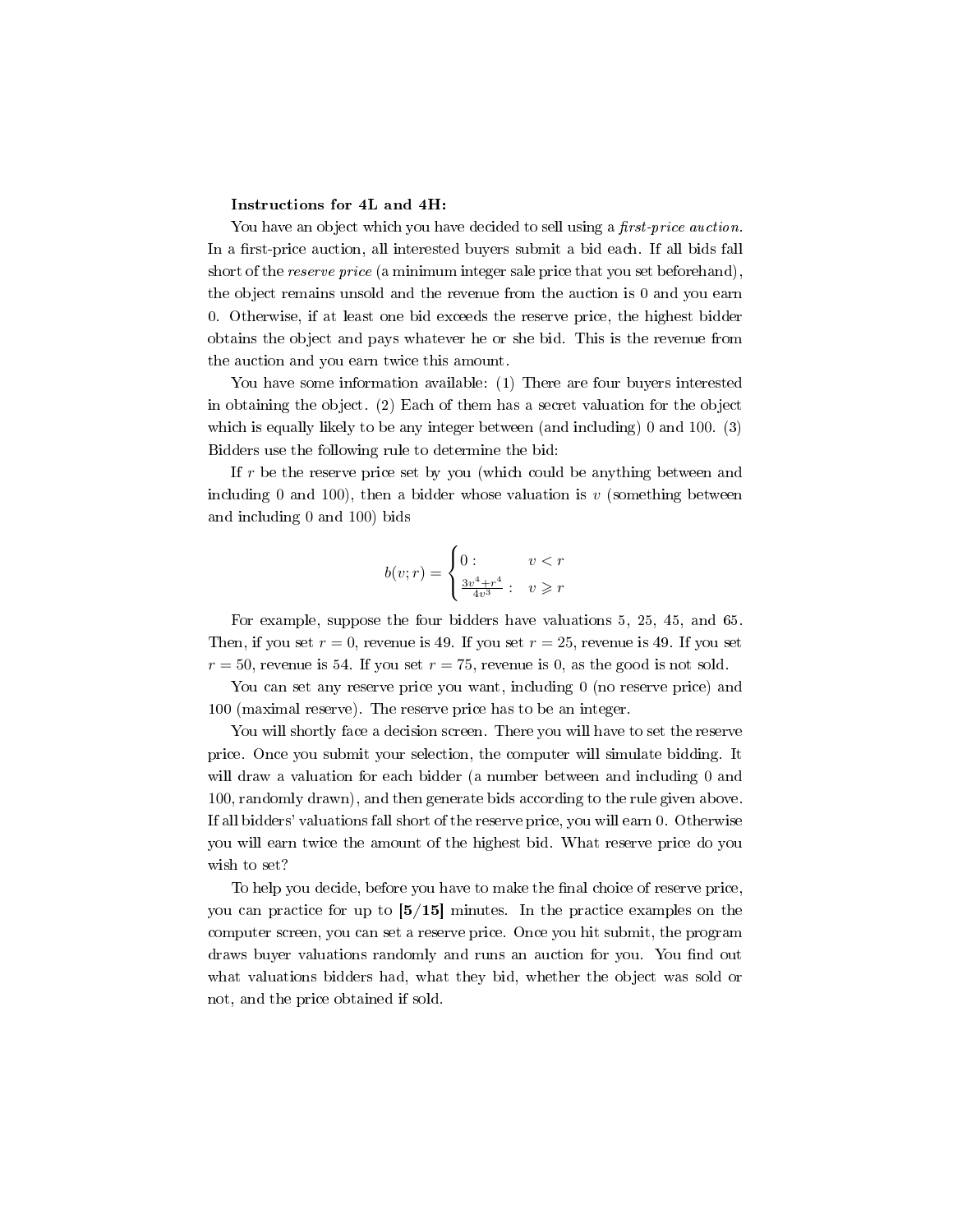**Instructions for 4L and 4H:**

You have an object which you have decided to sell using a *first-price auction*. In a first-price auction, all interested buyers submit a bid each. If all bids fall short of the *reserve price* (a minimum integer sale price that you set beforehand), the object remains unsold and the revenue from the auction is 0 and you earn 0. Otherwise, if at least one bid exceeds the reserve price, the highest bidder obtains the object and pays whatever he or she bid. This is the revenue from the auction and you earn twice this amount.

You have some information available: (1) There are four buyers interested in obtaining the object. (2) Each of them has a secret valuation for the object which is equally likely to be any integer between (and including) 0 and 100. (3) Bidders use the following rule to determine the bid:

If $r$ be the reserve price set by you (which could be anything between and including 0 and 100), then a bidder whose valuation is $v$ (something between and including 0 and 100) bids

$$b(v;r) = \begin{cases} 0 : & v < r \\ \frac{3v^4 + r^4}{4v^3} : & v \geqslant r \end{cases}$$

For example, suppose the four bidders have valuations 5, 25, 45, and 65. Then, if you set $r = 0$, revenue is 49. If you set $r = 25$, revenue is 49. If you set $r = 50$, revenue is 54. If you set $r = 75$, revenue is 0, as the good is not sold.

You can set any reserve price you want, including 0 (no reserve price) and 100 (maximal reserve). The reserve price has to be an integer.

You will shortly face a decision screen. There you will have to set the reserve price. Once you submit your selection, the computer will simulate bidding. It will draw a valuation for each bidder (a number between and including 0 and 100, randomly drawn), and then generate bids according to the rule given above. If all bidders' valuations fall short of the reserve price, you will earn 0. Otherwise you will earn twice the amount of the highest bid. What reserve price do you wish to set?

To help you decide, before you have to make the final choice of reserve price, you can practice for up to **[5/15]** minutes. In the practice examples on the computer screen, you can set a reserve price. Once you hit submit, the program draws buyer valuations randomly and runs an auction for you. You find out what valuations bidders had, what they bid, whether the object was sold or not, and the price obtained if sold.